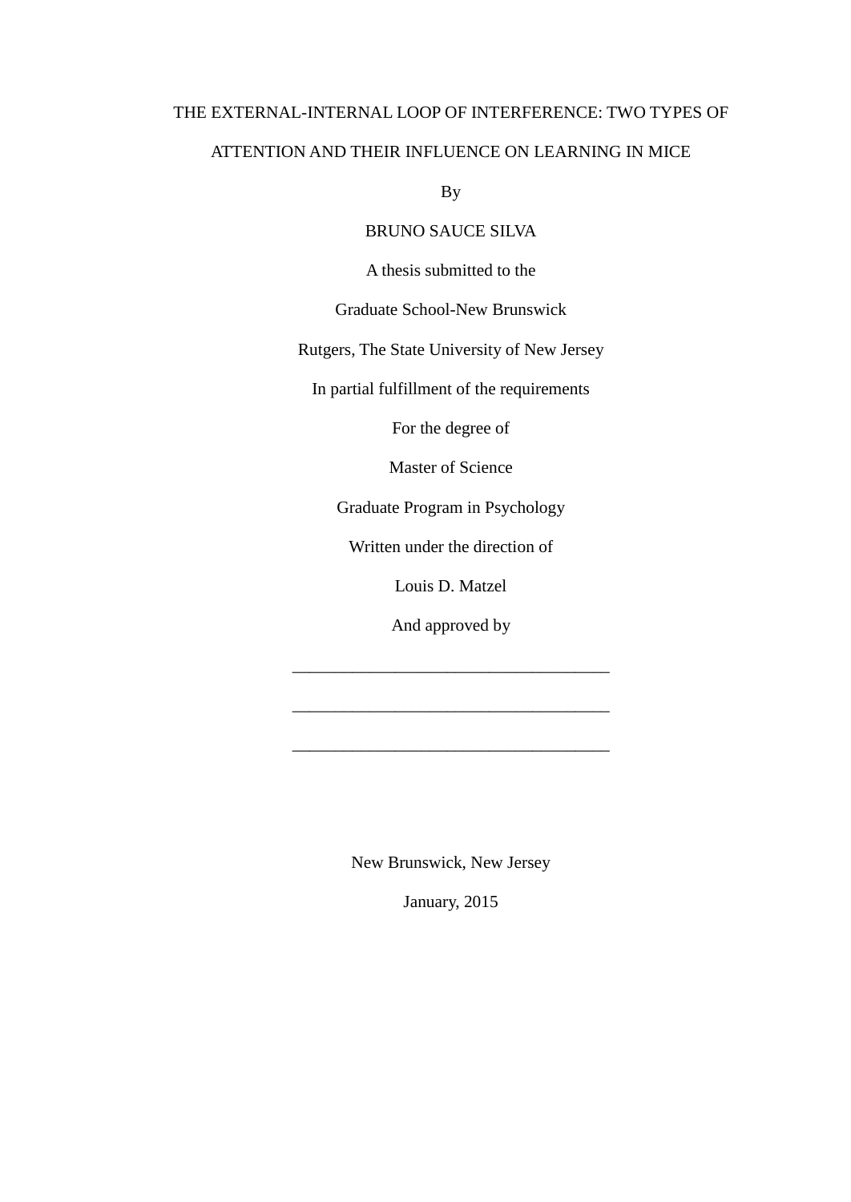# THE EXTERNAL-INTERNAL LOOP OF INTERFERENCE: TWO TYPES OF ATTENTION AND THEIR INFLUENCE ON LEARNING IN MICE

By

BRUNO SAUCE SILVA

A thesis submitted to the

Graduate School-New Brunswick

Rutgers, The State University of New Jersey

In partial fulfillment of the requirements

For the degree of

Master of Science

Graduate Program in Psychology

Written under the direction of

Louis D. Matzel

And approved by

____________________________________

____________________________________

____________________________________

New Brunswick, New Jersey

January, 2015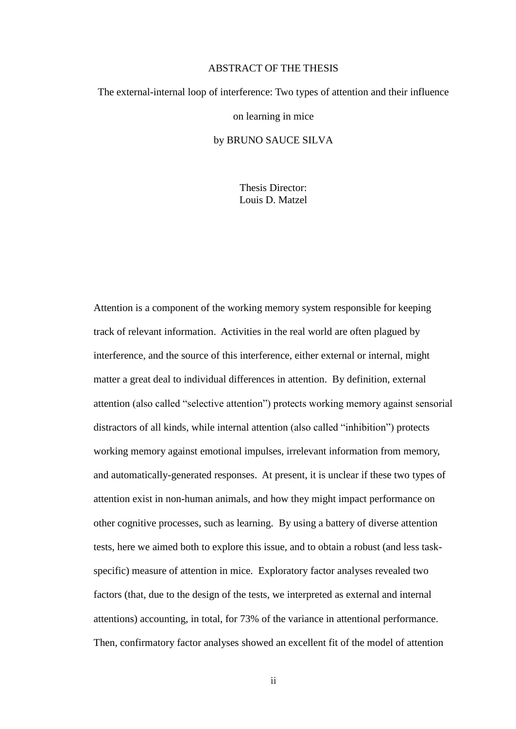# ABSTRACT OF THE THESIS

The external-internal loop of interference: Two types of attention and their influence on learning in mice

by BRUNO SAUCE SILVA

Thesis Director:
Louis D. Matzel

Attention is a component of the working memory system responsible for keeping track of relevant information. Activities in the real world are often plagued by interference, and the source of this interference, either external or internal, might matter a great deal to individual differences in attention. By definition, external attention (also called "selective attention") protects working memory against sensorial distractors of all kinds, while internal attention (also called "inhibition") protects working memory against emotional impulses, irrelevant information from memory, and automatically-generated responses. At present, it is unclear if these two types of attention exist in non-human animals, and how they might impact performance on other cognitive processes, such as learning. By using a battery of diverse attention tests, here we aimed both to explore this issue, and to obtain a robust (and less task-specific) measure of attention in mice. Exploratory factor analyses revealed two factors (that, due to the design of the tests, we interpreted as external and internal attentions) accounting, in total, for 73% of the variance in attentional performance. Then, confirmatory factor analyses showed an excellent fit of the model of attention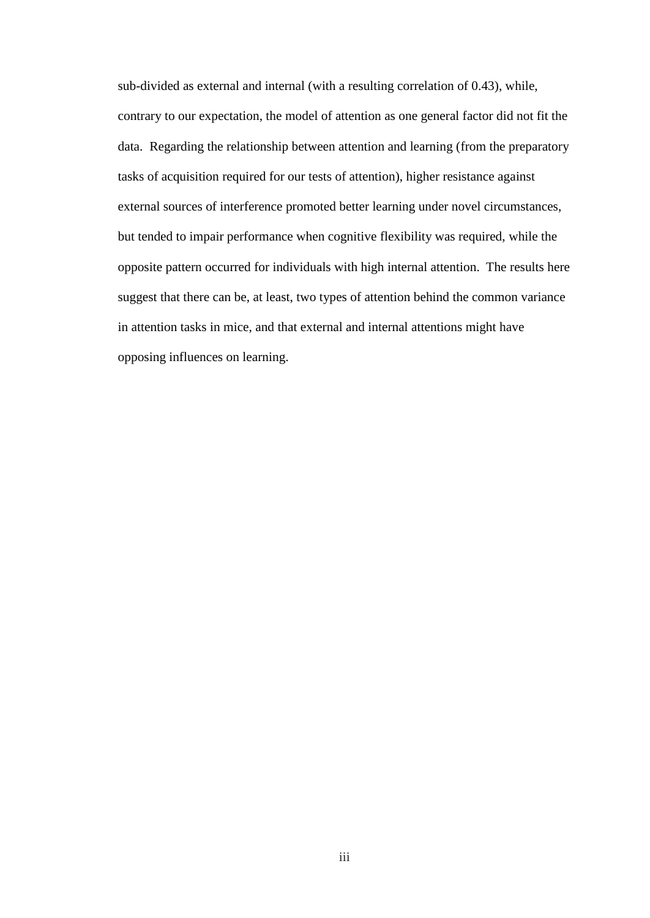sub-divided as external and internal (with a resulting correlation of 0.43), while, contrary to our expectation, the model of attention as one general factor did not fit the data. Regarding the relationship between attention and learning (from the preparatory tasks of acquisition required for our tests of attention), higher resistance against external sources of interference promoted better learning under novel circumstances, but tended to impair performance when cognitive flexibility was required, while the opposite pattern occurred for individuals with high internal attention. The results here suggest that there can be, at least, two types of attention behind the common variance in attention tasks in mice, and that external and internal attentions might have opposing influences on learning.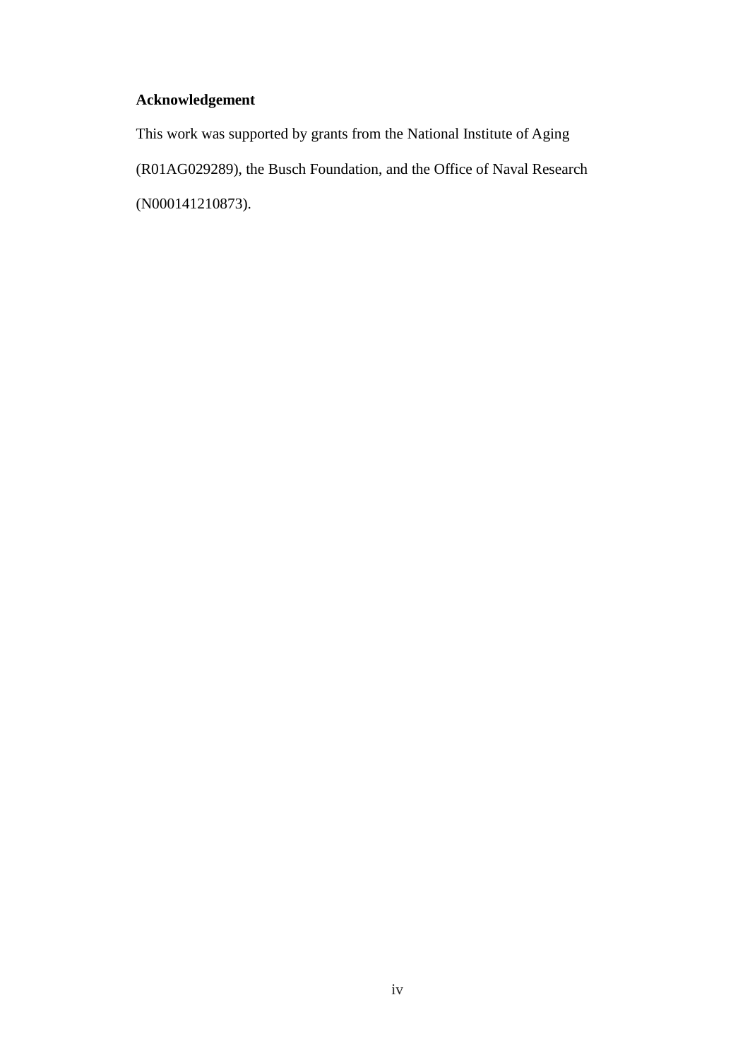## Acknowledgement

This work was supported by grants from the National Institute of Aging (R01AG029289), the Busch Foundation, and the Office of Naval Research (N000141210873).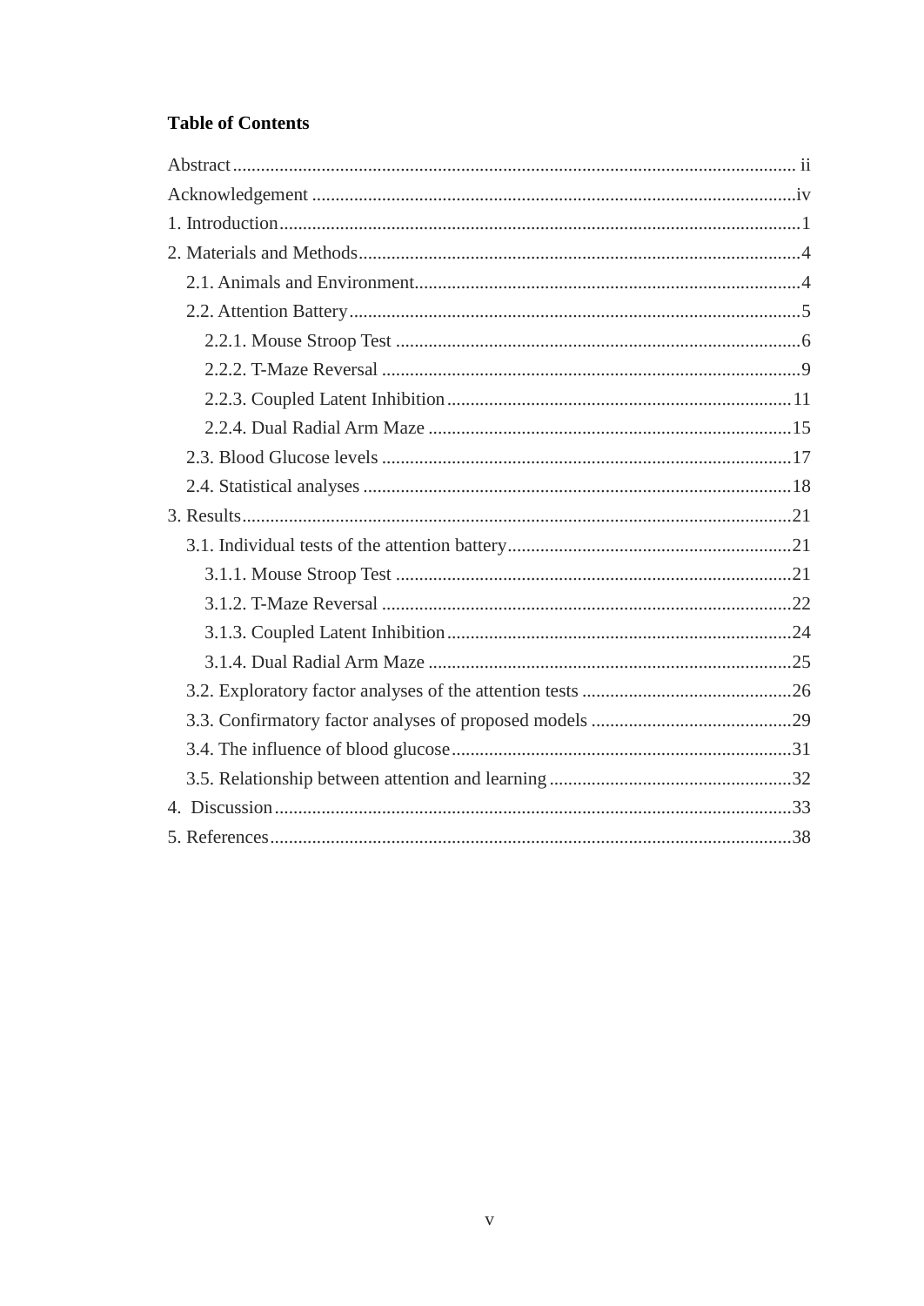**Table of Contents**

Abstract ........................................................................................................................ ii

Acknowledgement ........................................................................................................iv

1. Introduction ................................................................................................................1

2. Materials and Methods ...............................................................................................4

  2.1. Animals and Environment ...................................................................................4

  2.2. Attention Battery .................................................................................................5

    2.2.1. Mouse Stroop Test .......................................................................................6

    2.2.2. T-Maze Reversal ..........................................................................................9

    2.2.3. Coupled Latent Inhibition ..........................................................................11

    2.2.4. Dual Radial Arm Maze ..............................................................................15

  2.3. Blood Glucose levels .........................................................................................17

  2.4. Statistical analyses .............................................................................................18

3. Results ......................................................................................................................21

  3.1. Individual tests of the attention battery .............................................................21

    3.1.1. Mouse Stroop Test .....................................................................................21

    3.1.2. T-Maze Reversal ........................................................................................22

    3.1.3. Coupled Latent Inhibition ..........................................................................24

    3.1.4. Dual Radial Arm Maze ..............................................................................25

  3.2. Exploratory factor analyses of the attention tests .............................................26

  3.3. Confirmatory factor analyses of proposed models ...........................................29

  3.4. The influence of blood glucose .........................................................................31

  3.5. Relationship between attention and learning ....................................................32

4. Discussion ...............................................................................................................33

5. References ................................................................................................................38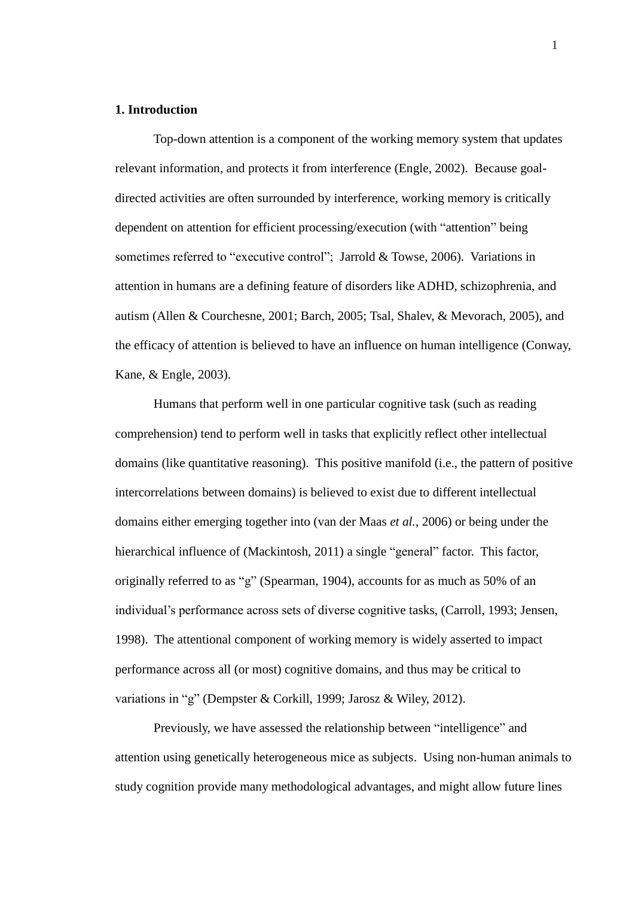**1. Introduction**

Top-down attention is a component of the working memory system that updates relevant information, and protects it from interference (Engle, 2002). Because goal-directed activities are often surrounded by interference, working memory is critically dependent on attention for efficient processing/execution (with "attention" being sometimes referred to "executive control"; Jarrold & Towse, 2006). Variations in attention in humans are a defining feature of disorders like ADHD, schizophrenia, and autism (Allen & Courchesne, 2001; Barch, 2005; Tsal, Shalev, & Mevorach, 2005), and the efficacy of attention is believed to have an influence on human intelligence (Conway, Kane, & Engle, 2003).

Humans that perform well in one particular cognitive task (such as reading comprehension) tend to perform well in tasks that explicitly reflect other intellectual domains (like quantitative reasoning). This positive manifold (i.e., the pattern of positive intercorrelations between domains) is believed to exist due to different intellectual domains either emerging together into (van der Maas *et al.*, 2006) or being under the hierarchical influence of (Mackintosh, 2011) a single "general" factor. This factor, originally referred to as "g" (Spearman, 1904), accounts for as much as 50% of an individual's performance across sets of diverse cognitive tasks, (Carroll, 1993; Jensen, 1998). The attentional component of working memory is widely asserted to impact performance across all (or most) cognitive domains, and thus may be critical to variations in "g" (Dempster & Corkill, 1999; Jarosz & Wiley, 2012).

Previously, we have assessed the relationship between "intelligence" and attention using genetically heterogeneous mice as subjects. Using non-human animals to study cognition provide many methodological advantages, and might allow future lines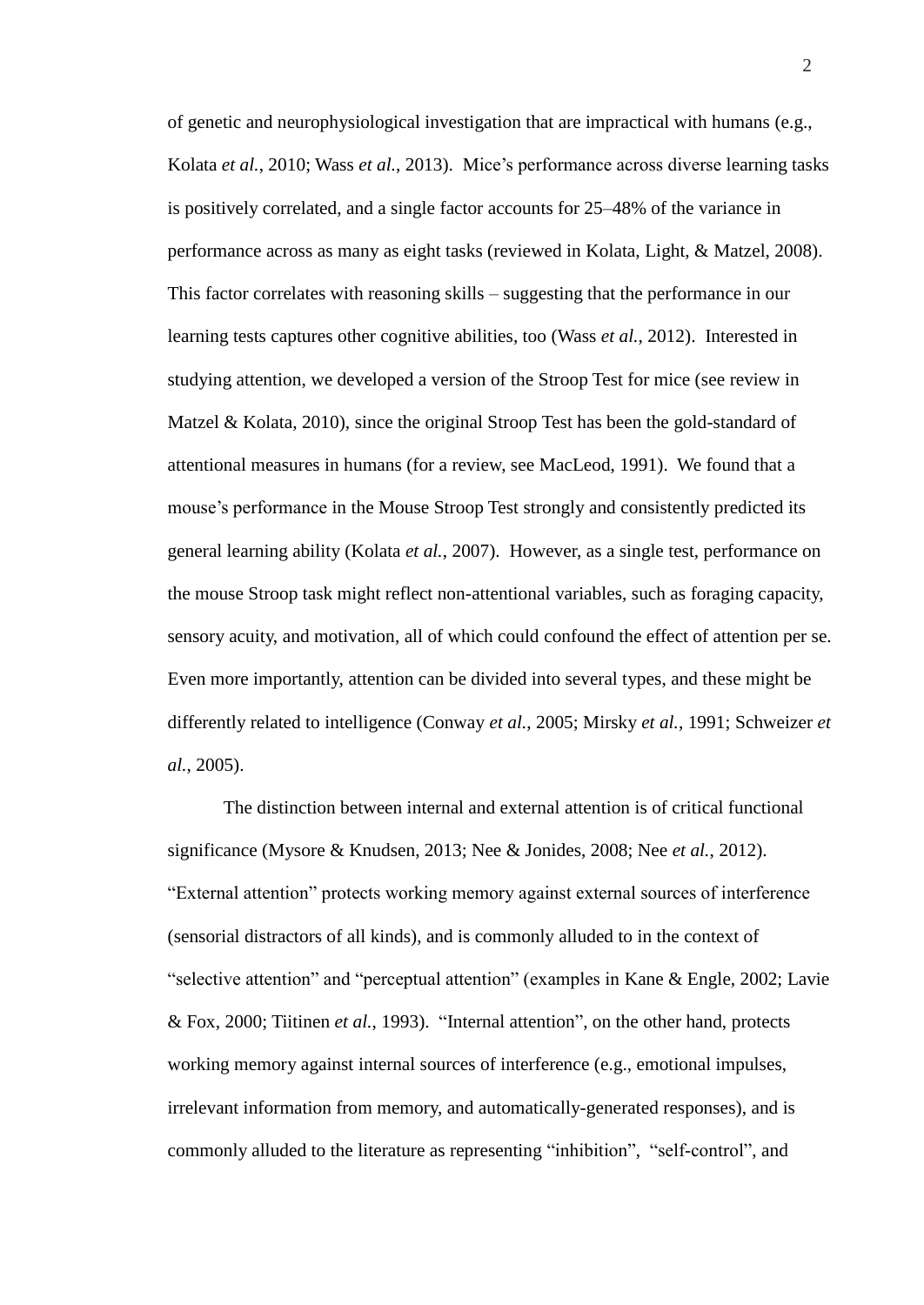of genetic and neurophysiological investigation that are impractical with humans (e.g., Kolata *et al.*, 2010; Wass *et al.*, 2013). Mice's performance across diverse learning tasks is positively correlated, and a single factor accounts for 25–48% of the variance in performance across as many as eight tasks (reviewed in Kolata, Light, & Matzel, 2008). This factor correlates with reasoning skills – suggesting that the performance in our learning tests captures other cognitive abilities, too (Wass *et al.*, 2012). Interested in studying attention, we developed a version of the Stroop Test for mice (see review in Matzel & Kolata, 2010), since the original Stroop Test has been the gold-standard of attentional measures in humans (for a review, see MacLeod, 1991). We found that a mouse's performance in the Mouse Stroop Test strongly and consistently predicted its general learning ability (Kolata *et al.*, 2007). However, as a single test, performance on the mouse Stroop task might reflect non-attentional variables, such as foraging capacity, sensory acuity, and motivation, all of which could confound the effect of attention per se. Even more importantly, attention can be divided into several types, and these might be differently related to intelligence (Conway *et al.*, 2005; Mirsky *et al.*, 1991; Schweizer *et al.*, 2005).

The distinction between internal and external attention is of critical functional significance (Mysore & Knudsen, 2013; Nee & Jonides, 2008; Nee *et al.*, 2012). "External attention" protects working memory against external sources of interference (sensorial distractors of all kinds), and is commonly alluded to in the context of "selective attention" and "perceptual attention" (examples in Kane & Engle, 2002; Lavie & Fox, 2000; Tiitinen *et al.*, 1993). "Internal attention", on the other hand, protects working memory against internal sources of interference (e.g., emotional impulses, irrelevant information from memory, and automatically-generated responses), and is commonly alluded to the literature as representing "inhibition", "self-control", and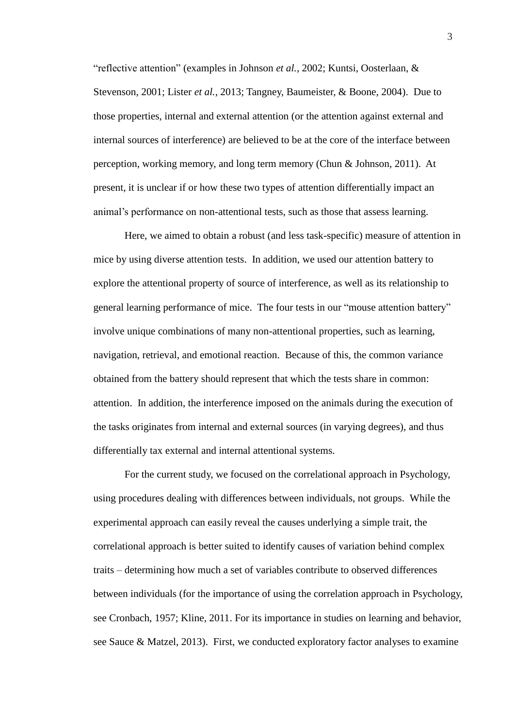"reflective attention" (examples in Johnson *et al.*, 2002; Kuntsi, Oosterlaan, & Stevenson, 2001; Lister *et al.*, 2013; Tangney, Baumeister, & Boone, 2004). Due to those properties, internal and external attention (or the attention against external and internal sources of interference) are believed to be at the core of the interface between perception, working memory, and long term memory (Chun & Johnson, 2011). At present, it is unclear if or how these two types of attention differentially impact an animal's performance on non-attentional tests, such as those that assess learning.

Here, we aimed to obtain a robust (and less task-specific) measure of attention in mice by using diverse attention tests. In addition, we used our attention battery to explore the attentional property of source of interference, as well as its relationship to general learning performance of mice. The four tests in our "mouse attention battery" involve unique combinations of many non-attentional properties, such as learning, navigation, retrieval, and emotional reaction. Because of this, the common variance obtained from the battery should represent that which the tests share in common: attention. In addition, the interference imposed on the animals during the execution of the tasks originates from internal and external sources (in varying degrees), and thus differentially tax external and internal attentional systems.

For the current study, we focused on the correlational approach in Psychology, using procedures dealing with differences between individuals, not groups. While the experimental approach can easily reveal the causes underlying a simple trait, the correlational approach is better suited to identify causes of variation behind complex traits – determining how much a set of variables contribute to observed differences between individuals (for the importance of using the correlation approach in Psychology, see Cronbach, 1957; Kline, 2011. For its importance in studies on learning and behavior, see Sauce & Matzel, 2013). First, we conducted exploratory factor analyses to examine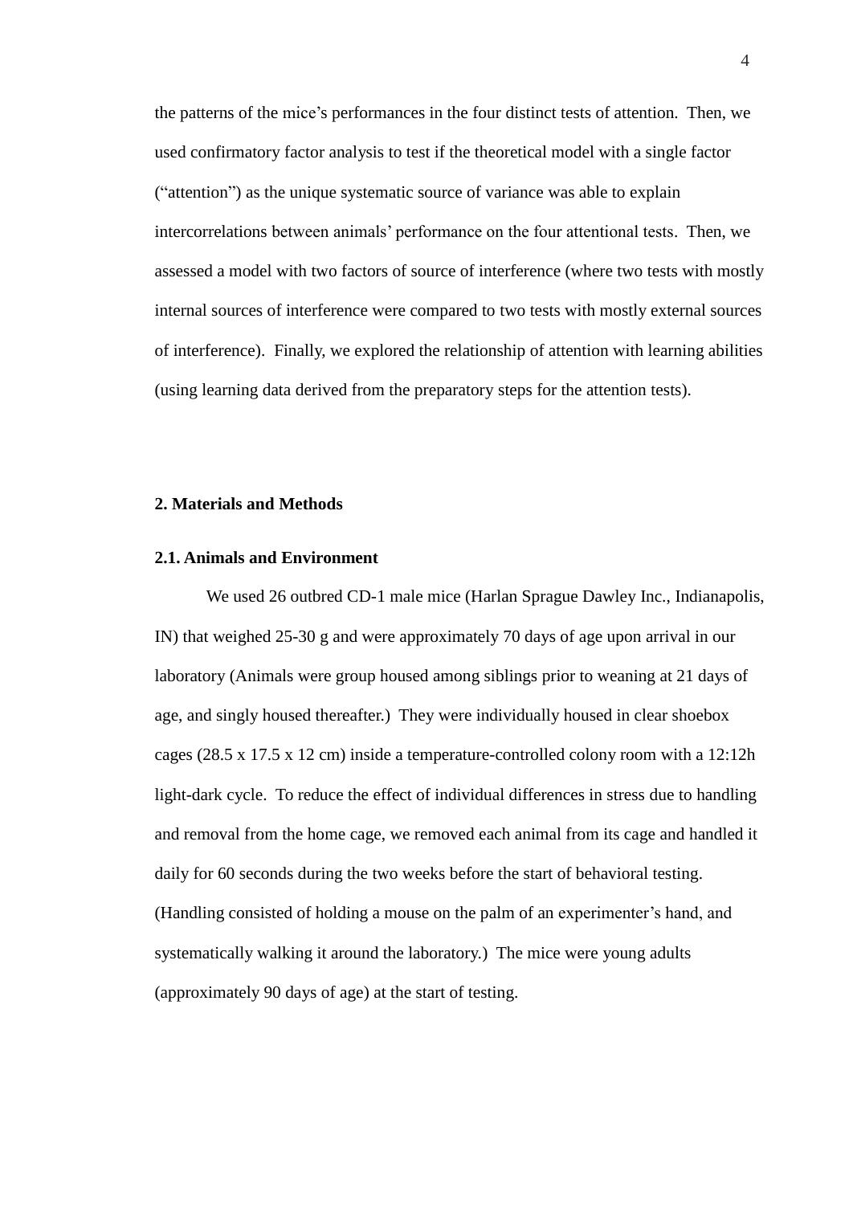the patterns of the mice's performances in the four distinct tests of attention. Then, we used confirmatory factor analysis to test if the theoretical model with a single factor ("attention") as the unique systematic source of variance was able to explain intercorrelations between animals' performance on the four attentional tests. Then, we assessed a model with two factors of source of interference (where two tests with mostly internal sources of interference were compared to two tests with mostly external sources of interference). Finally, we explored the relationship of attention with learning abilities (using learning data derived from the preparatory steps for the attention tests).

## 2. Materials and Methods

### 2.1. Animals and Environment

We used 26 outbred CD-1 male mice (Harlan Sprague Dawley Inc., Indianapolis, IN) that weighed 25-30 g and were approximately 70 days of age upon arrival in our laboratory (Animals were group housed among siblings prior to weaning at 21 days of age, and singly housed thereafter.) They were individually housed in clear shoebox cages (28.5 x 17.5 x 12 cm) inside a temperature-controlled colony room with a 12:12h light-dark cycle. To reduce the effect of individual differences in stress due to handling and removal from the home cage, we removed each animal from its cage and handled it daily for 60 seconds during the two weeks before the start of behavioral testing. (Handling consisted of holding a mouse on the palm of an experimenter's hand, and systematically walking it around the laboratory.) The mice were young adults (approximately 90 days of age) at the start of testing.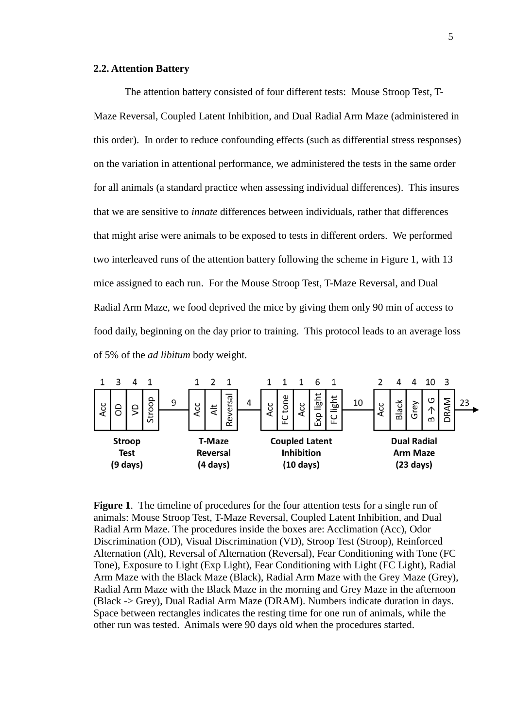### 2.2. Attention Battery

The attention battery consisted of four different tests: Mouse Stroop Test, T-Maze Reversal, Coupled Latent Inhibition, and Dual Radial Arm Maze (administered in this order). In order to reduce confounding effects (such as differential stress responses) on the variation in attentional performance, we administered the tests in the same order for all animals (a standard practice when assessing individual differences). This insures that we are sensitive to *innate* differences between individuals, rather that differences that might arise were animals to be exposed to tests in different orders. We performed two interleaved runs of the attention battery following the scheme in Figure 1, with 13 mice assigned to each run. For the Mouse Stroop Test, T-Maze Reversal, and Dual Radial Arm Maze, we food deprived the mice by giving them only 90 min of access to food daily, beginning on the day prior to training. This protocol leads to an average loss of 5% of the *ad libitum* body weight.

**Figure 1**. The timeline of procedures for the four attention tests for a single run of animals: Mouse Stroop Test, T-Maze Reversal, Coupled Latent Inhibition, and Dual Radial Arm Maze. The procedures inside the boxes are: Acclimation (Acc), Odor Discrimination (OD), Visual Discrimination (VD), Stroop Test (Stroop), Reinforced Alternation (Alt), Reversal of Alternation (Reversal), Fear Conditioning with Tone (FC Tone), Exposure to Light (Exp Light), Fear Conditioning with Light (FC Light), Radial Arm Maze with the Black Maze (Black), Radial Arm Maze with the Grey Maze (Grey), Radial Arm Maze with the Black Maze in the morning and Grey Maze in the afternoon (Black -> Grey), Dual Radial Arm Maze (DRAM). Numbers indicate duration in days. Space between rectangles indicates the resting time for one run of animals, while the other run was tested. Animals were 90 days old when the procedures started.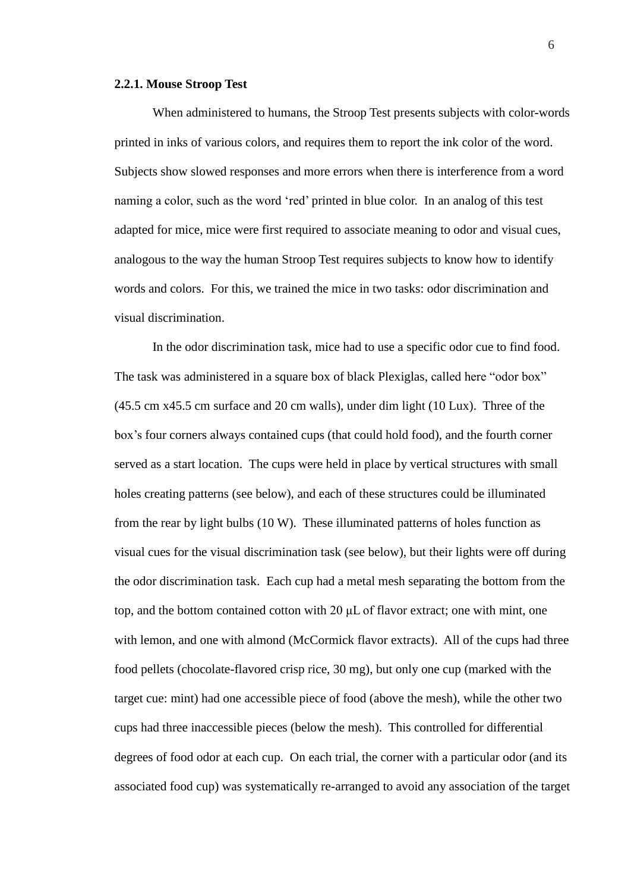### 2.2.1. Mouse Stroop Test

When administered to humans, the Stroop Test presents subjects with color-words printed in inks of various colors, and requires them to report the ink color of the word. Subjects show slowed responses and more errors when there is interference from a word naming a color, such as the word 'red' printed in blue color. In an analog of this test adapted for mice, mice were first required to associate meaning to odor and visual cues, analogous to the way the human Stroop Test requires subjects to know how to identify words and colors. For this, we trained the mice in two tasks: odor discrimination and visual discrimination.

In the odor discrimination task, mice had to use a specific odor cue to find food. The task was administered in a square box of black Plexiglas, called here "odor box" (45.5 cm x45.5 cm surface and 20 cm walls), under dim light (10 Lux). Three of the box's four corners always contained cups (that could hold food), and the fourth corner served as a start location. The cups were held in place by vertical structures with small holes creating patterns (see below), and each of these structures could be illuminated from the rear by light bulbs (10 W). These illuminated patterns of holes function as visual cues for the visual discrimination task (see below), but their lights were off during the odor discrimination task. Each cup had a metal mesh separating the bottom from the top, and the bottom contained cotton with 20 μL of flavor extract; one with mint, one with lemon, and one with almond (McCormick flavor extracts). All of the cups had three food pellets (chocolate-flavored crisp rice, 30 mg), but only one cup (marked with the target cue: mint) had one accessible piece of food (above the mesh), while the other two cups had three inaccessible pieces (below the mesh). This controlled for differential degrees of food odor at each cup. On each trial, the corner with a particular odor (and its associated food cup) was systematically re-arranged to avoid any association of the target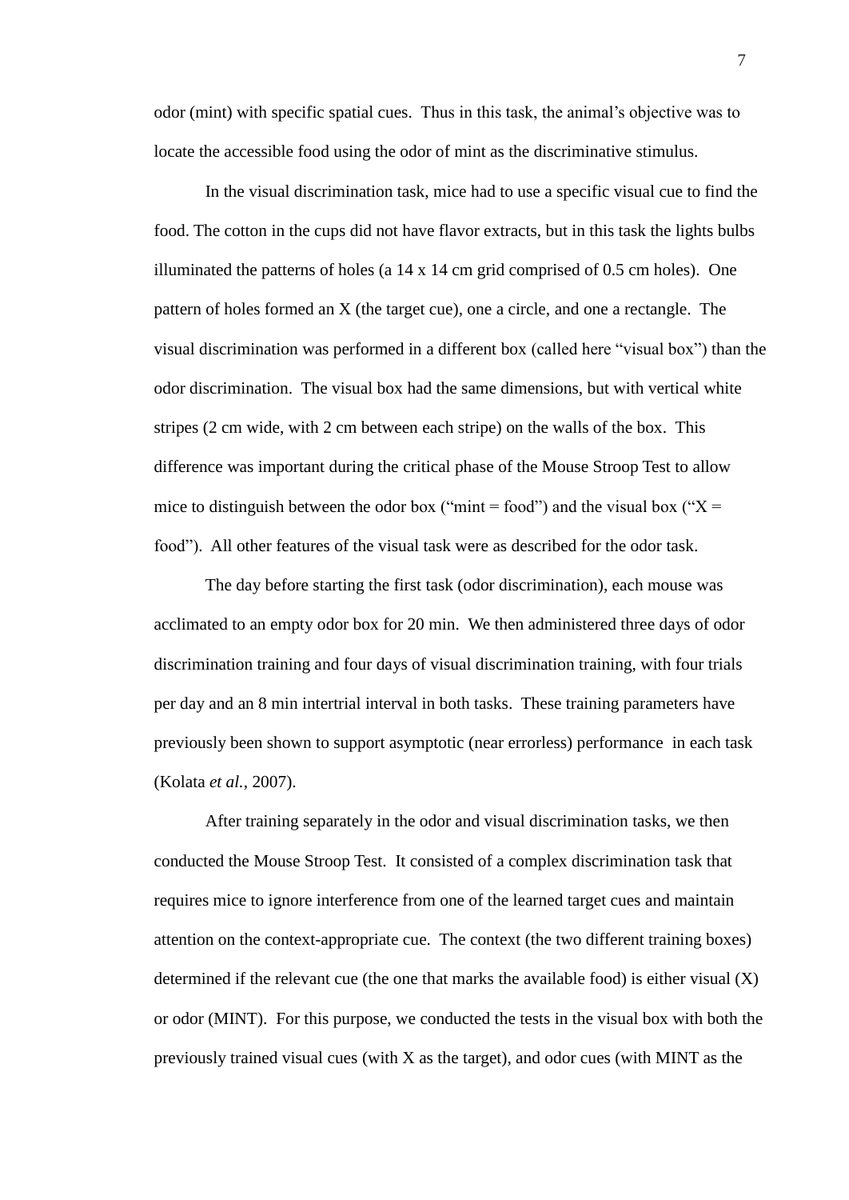odor (mint) with specific spatial cues. Thus in this task, the animal's objective was to locate the accessible food using the odor of mint as the discriminative stimulus.

In the visual discrimination task, mice had to use a specific visual cue to find the food. The cotton in the cups did not have flavor extracts, but in this task the lights bulbs illuminated the patterns of holes (a 14 x 14 cm grid comprised of 0.5 cm holes). One pattern of holes formed an X (the target cue), one a circle, and one a rectangle. The visual discrimination was performed in a different box (called here "visual box") than the odor discrimination. The visual box had the same dimensions, but with vertical white stripes (2 cm wide, with 2 cm between each stripe) on the walls of the box. This difference was important during the critical phase of the Mouse Stroop Test to allow mice to distinguish between the odor box ("mint = food") and the visual box ("X = food"). All other features of the visual task were as described for the odor task.

The day before starting the first task (odor discrimination), each mouse was acclimated to an empty odor box for 20 min. We then administered three days of odor discrimination training and four days of visual discrimination training, with four trials per day and an 8 min intertrial interval in both tasks. These training parameters have previously been shown to support asymptotic (near errorless) performance in each task (Kolata *et al.*, 2007).

After training separately in the odor and visual discrimination tasks, we then conducted the Mouse Stroop Test. It consisted of a complex discrimination task that requires mice to ignore interference from one of the learned target cues and maintain attention on the context-appropriate cue. The context (the two different training boxes) determined if the relevant cue (the one that marks the available food) is either visual (X) or odor (MINT). For this purpose, we conducted the tests in the visual box with both the previously trained visual cues (with X as the target), and odor cues (with MINT as the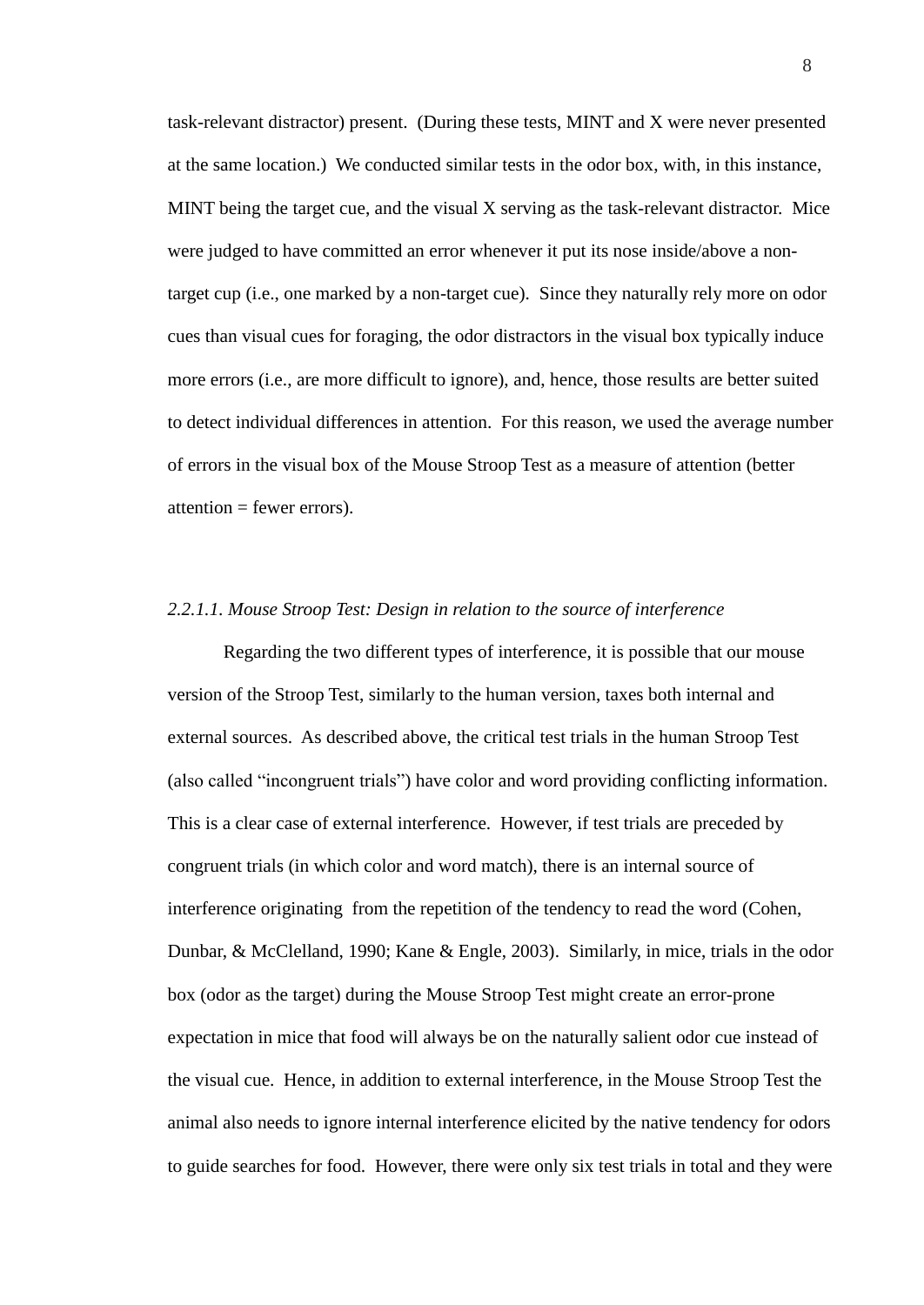task-relevant distractor) present. (During these tests, MINT and X were never presented at the same location.) We conducted similar tests in the odor box, with, in this instance, MINT being the target cue, and the visual X serving as the task-relevant distractor. Mice were judged to have committed an error whenever it put its nose inside/above a non-target cup (i.e., one marked by a non-target cue). Since they naturally rely more on odor cues than visual cues for foraging, the odor distractors in the visual box typically induce more errors (i.e., are more difficult to ignore), and, hence, those results are better suited to detect individual differences in attention. For this reason, we used the average number of errors in the visual box of the Mouse Stroop Test as a measure of attention (better attention = fewer errors).

*2.2.1.1. Mouse Stroop Test: Design in relation to the source of interference*

Regarding the two different types of interference, it is possible that our mouse version of the Stroop Test, similarly to the human version, taxes both internal and external sources. As described above, the critical test trials in the human Stroop Test (also called "incongruent trials") have color and word providing conflicting information. This is a clear case of external interference. However, if test trials are preceded by congruent trials (in which color and word match), there is an internal source of interference originating from the repetition of the tendency to read the word (Cohen, Dunbar, & McClelland, 1990; Kane & Engle, 2003). Similarly, in mice, trials in the odor box (odor as the target) during the Mouse Stroop Test might create an error-prone expectation in mice that food will always be on the naturally salient odor cue instead of the visual cue. Hence, in addition to external interference, in the Mouse Stroop Test the animal also needs to ignore internal interference elicited by the native tendency for odors to guide searches for food. However, there were only six test trials in total and they were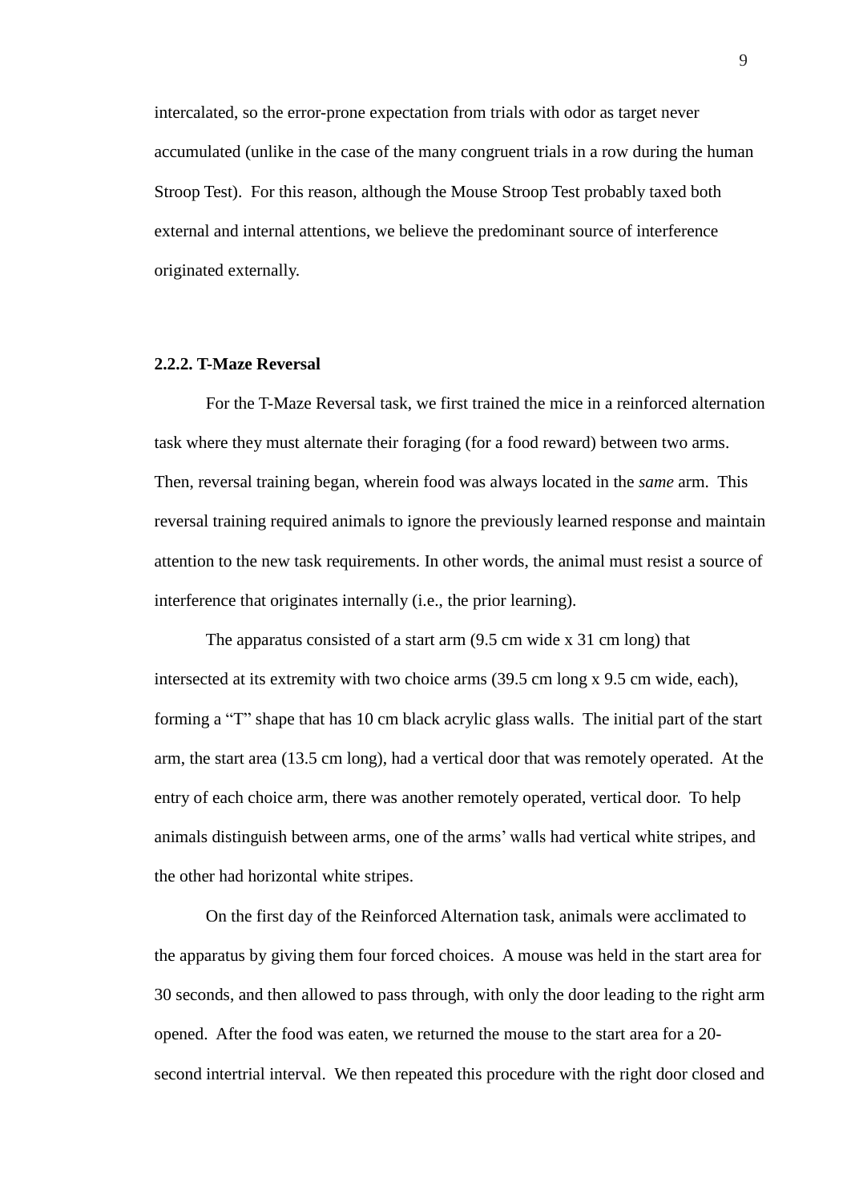intercalated, so the error-prone expectation from trials with odor as target never accumulated (unlike in the case of the many congruent trials in a row during the human Stroop Test). For this reason, although the Mouse Stroop Test probably taxed both external and internal attentions, we believe the predominant source of interference originated externally.

### 2.2.2. T-Maze Reversal

For the T-Maze Reversal task, we first trained the mice in a reinforced alternation task where they must alternate their foraging (for a food reward) between two arms. Then, reversal training began, wherein food was always located in the *same* arm. This reversal training required animals to ignore the previously learned response and maintain attention to the new task requirements. In other words, the animal must resist a source of interference that originates internally (i.e., the prior learning).

The apparatus consisted of a start arm (9.5 cm wide x 31 cm long) that intersected at its extremity with two choice arms (39.5 cm long x 9.5 cm wide, each), forming a "T" shape that has 10 cm black acrylic glass walls. The initial part of the start arm, the start area (13.5 cm long), had a vertical door that was remotely operated. At the entry of each choice arm, there was another remotely operated, vertical door. To help animals distinguish between arms, one of the arms' walls had vertical white stripes, and the other had horizontal white stripes.

On the first day of the Reinforced Alternation task, animals were acclimated to the apparatus by giving them four forced choices. A mouse was held in the start area for 30 seconds, and then allowed to pass through, with only the door leading to the right arm opened. After the food was eaten, we returned the mouse to the start area for a 20-second intertrial interval. We then repeated this procedure with the right door closed and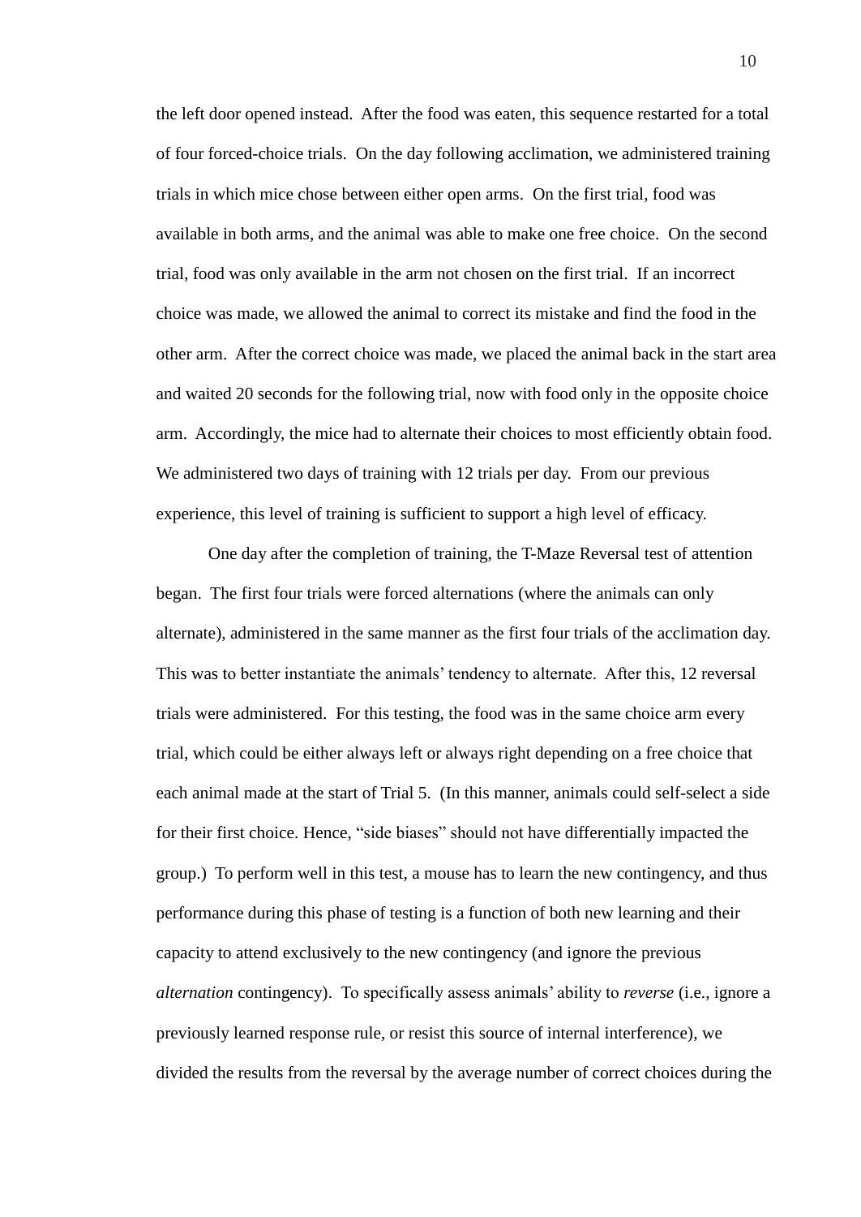the left door opened instead. After the food was eaten, this sequence restarted for a total of four forced-choice trials. On the day following acclimation, we administered training trials in which mice chose between either open arms. On the first trial, food was available in both arms, and the animal was able to make one free choice. On the second trial, food was only available in the arm not chosen on the first trial. If an incorrect choice was made, we allowed the animal to correct its mistake and find the food in the other arm. After the correct choice was made, we placed the animal back in the start area and waited 20 seconds for the following trial, now with food only in the opposite choice arm. Accordingly, the mice had to alternate their choices to most efficiently obtain food. We administered two days of training with 12 trials per day. From our previous experience, this level of training is sufficient to support a high level of efficacy.

One day after the completion of training, the T-Maze Reversal test of attention began. The first four trials were forced alternations (where the animals can only alternate), administered in the same manner as the first four trials of the acclimation day. This was to better instantiate the animals' tendency to alternate. After this, 12 reversal trials were administered. For this testing, the food was in the same choice arm every trial, which could be either always left or always right depending on a free choice that each animal made at the start of Trial 5. (In this manner, animals could self-select a side for their first choice. Hence, "side biases" should not have differentially impacted the group.) To perform well in this test, a mouse has to learn the new contingency, and thus performance during this phase of testing is a function of both new learning and their capacity to attend exclusively to the new contingency (and ignore the previous *alternation* contingency). To specifically assess animals' ability to *reverse* (i.e., ignore a previously learned response rule, or resist this source of internal interference), we divided the results from the reversal by the average number of correct choices during the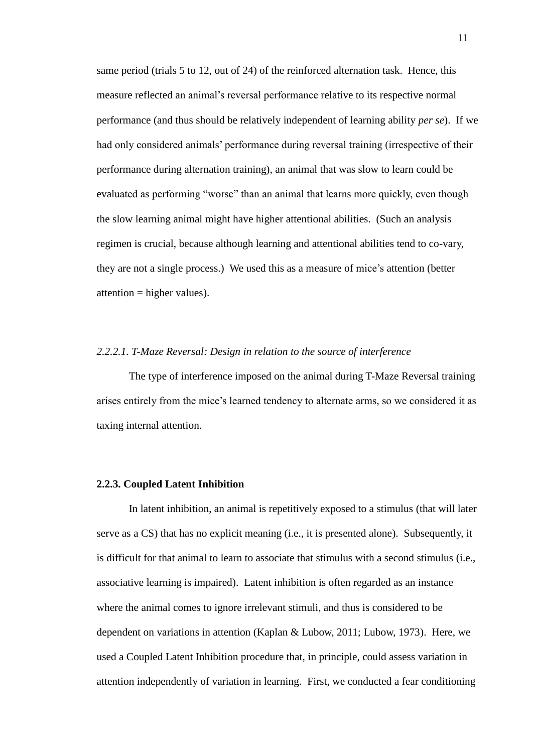same period (trials 5 to 12, out of 24) of the reinforced alternation task. Hence, this measure reflected an animal's reversal performance relative to its respective normal performance (and thus should be relatively independent of learning ability *per se*). If we had only considered animals' performance during reversal training (irrespective of their performance during alternation training), an animal that was slow to learn could be evaluated as performing "worse" than an animal that learns more quickly, even though the slow learning animal might have higher attentional abilities. (Such an analysis regimen is crucial, because although learning and attentional abilities tend to co-vary, they are not a single process.) We used this as a measure of mice's attention (better attention = higher values).

#### *2.2.2.1. T-Maze Reversal: Design in relation to the source of interference*

The type of interference imposed on the animal during T-Maze Reversal training arises entirely from the mice's learned tendency to alternate arms, so we considered it as taxing internal attention.

### 2.2.3. Coupled Latent Inhibition

In latent inhibition, an animal is repetitively exposed to a stimulus (that will later serve as a CS) that has no explicit meaning (i.e., it is presented alone). Subsequently, it is difficult for that animal to learn to associate that stimulus with a second stimulus (i.e., associative learning is impaired). Latent inhibition is often regarded as an instance where the animal comes to ignore irrelevant stimuli, and thus is considered to be dependent on variations in attention (Kaplan & Lubow, 2011; Lubow, 1973). Here, we used a Coupled Latent Inhibition procedure that, in principle, could assess variation in attention independently of variation in learning. First, we conducted a fear conditioning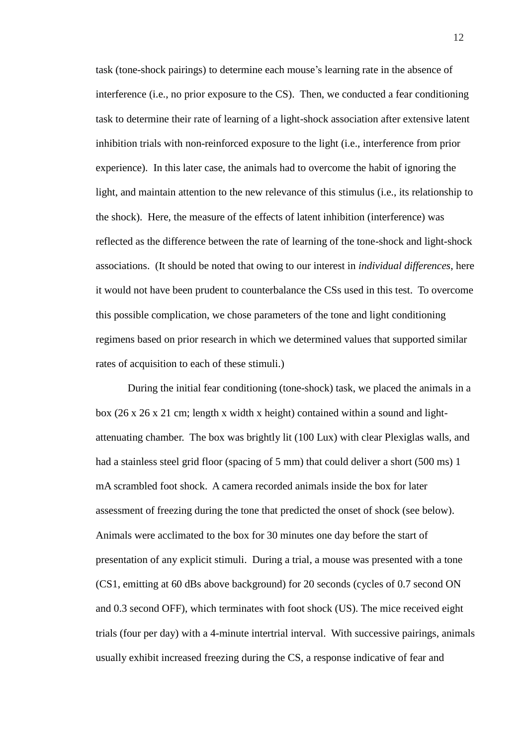task (tone-shock pairings) to determine each mouse's learning rate in the absence of interference (i.e., no prior exposure to the CS). Then, we conducted a fear conditioning task to determine their rate of learning of a light-shock association after extensive latent inhibition trials with non-reinforced exposure to the light (i.e., interference from prior experience). In this later case, the animals had to overcome the habit of ignoring the light, and maintain attention to the new relevance of this stimulus (i.e., its relationship to the shock). Here, the measure of the effects of latent inhibition (interference) was reflected as the difference between the rate of learning of the tone-shock and light-shock associations. (It should be noted that owing to our interest in *individual differences*, here it would not have been prudent to counterbalance the CSs used in this test. To overcome this possible complication, we chose parameters of the tone and light conditioning regimens based on prior research in which we determined values that supported similar rates of acquisition to each of these stimuli.)

During the initial fear conditioning (tone-shock) task, we placed the animals in a box (26 x 26 x 21 cm; length x width x height) contained within a sound and light-attenuating chamber. The box was brightly lit (100 Lux) with clear Plexiglas walls, and had a stainless steel grid floor (spacing of 5 mm) that could deliver a short (500 ms) 1 mA scrambled foot shock. A camera recorded animals inside the box for later assessment of freezing during the tone that predicted the onset of shock (see below). Animals were acclimated to the box for 30 minutes one day before the start of presentation of any explicit stimuli. During a trial, a mouse was presented with a tone (CS1, emitting at 60 dBs above background) for 20 seconds (cycles of 0.7 second ON and 0.3 second OFF), which terminates with foot shock (US). The mice received eight trials (four per day) with a 4-minute intertrial interval. With successive pairings, animals usually exhibit increased freezing during the CS, a response indicative of fear and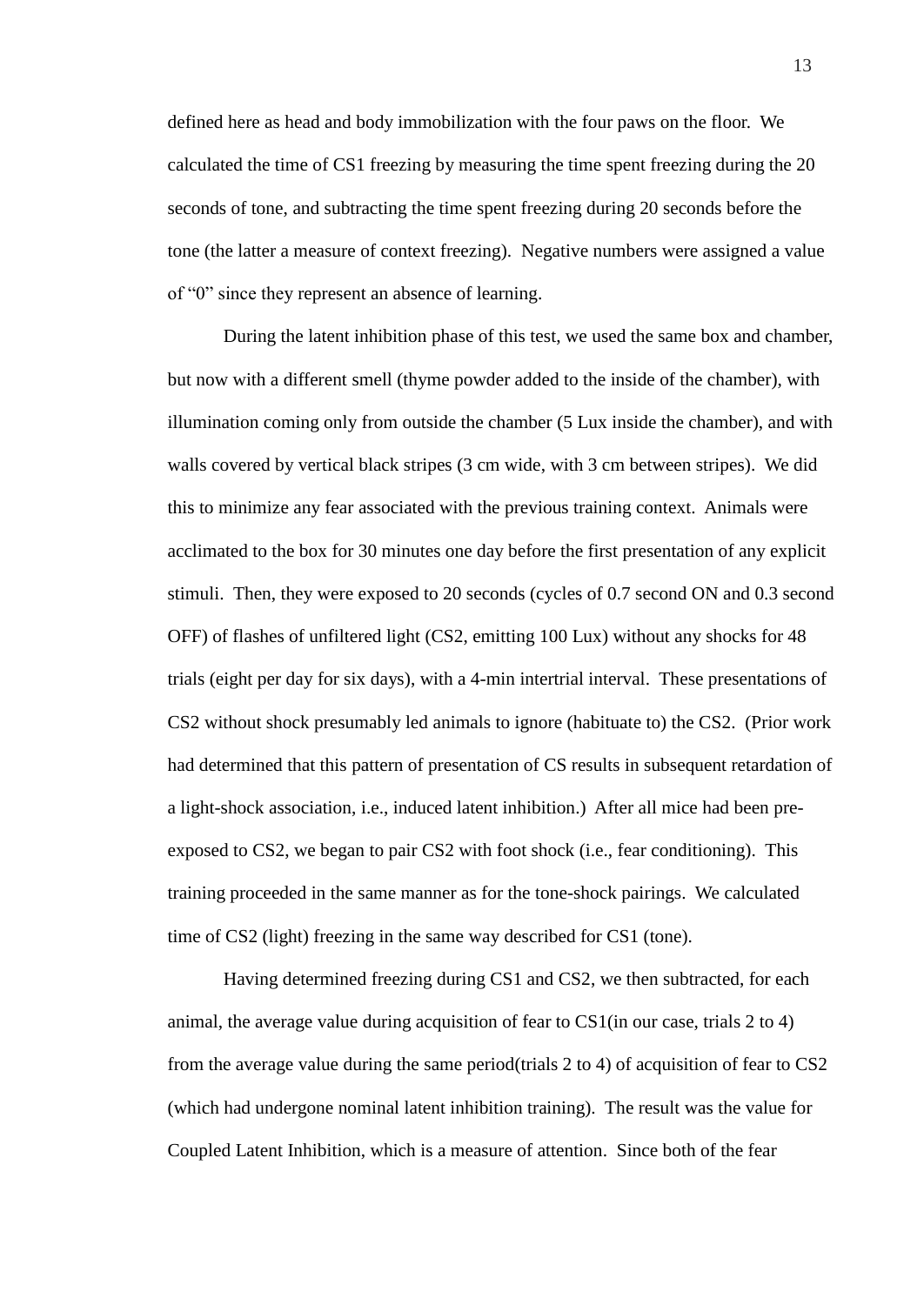defined here as head and body immobilization with the four paws on the floor. We calculated the time of CS1 freezing by measuring the time spent freezing during the 20 seconds of tone, and subtracting the time spent freezing during 20 seconds before the tone (the latter a measure of context freezing). Negative numbers were assigned a value of "0" since they represent an absence of learning.

During the latent inhibition phase of this test, we used the same box and chamber, but now with a different smell (thyme powder added to the inside of the chamber), with illumination coming only from outside the chamber (5 Lux inside the chamber), and with walls covered by vertical black stripes (3 cm wide, with 3 cm between stripes). We did this to minimize any fear associated with the previous training context. Animals were acclimated to the box for 30 minutes one day before the first presentation of any explicit stimuli. Then, they were exposed to 20 seconds (cycles of 0.7 second ON and 0.3 second OFF) of flashes of unfiltered light (CS2, emitting 100 Lux) without any shocks for 48 trials (eight per day for six days), with a 4-min intertrial interval. These presentations of CS2 without shock presumably led animals to ignore (habituate to) the CS2. (Prior work had determined that this pattern of presentation of CS results in subsequent retardation of a light-shock association, i.e., induced latent inhibition.) After all mice had been pre-exposed to CS2, we began to pair CS2 with foot shock (i.e., fear conditioning). This training proceeded in the same manner as for the tone-shock pairings. We calculated time of CS2 (light) freezing in the same way described for CS1 (tone).

Having determined freezing during CS1 and CS2, we then subtracted, for each animal, the average value during acquisition of fear to CS1(in our case, trials 2 to 4) from the average value during the same period(trials 2 to 4) of acquisition of fear to CS2 (which had undergone nominal latent inhibition training). The result was the value for Coupled Latent Inhibition, which is a measure of attention. Since both of the fear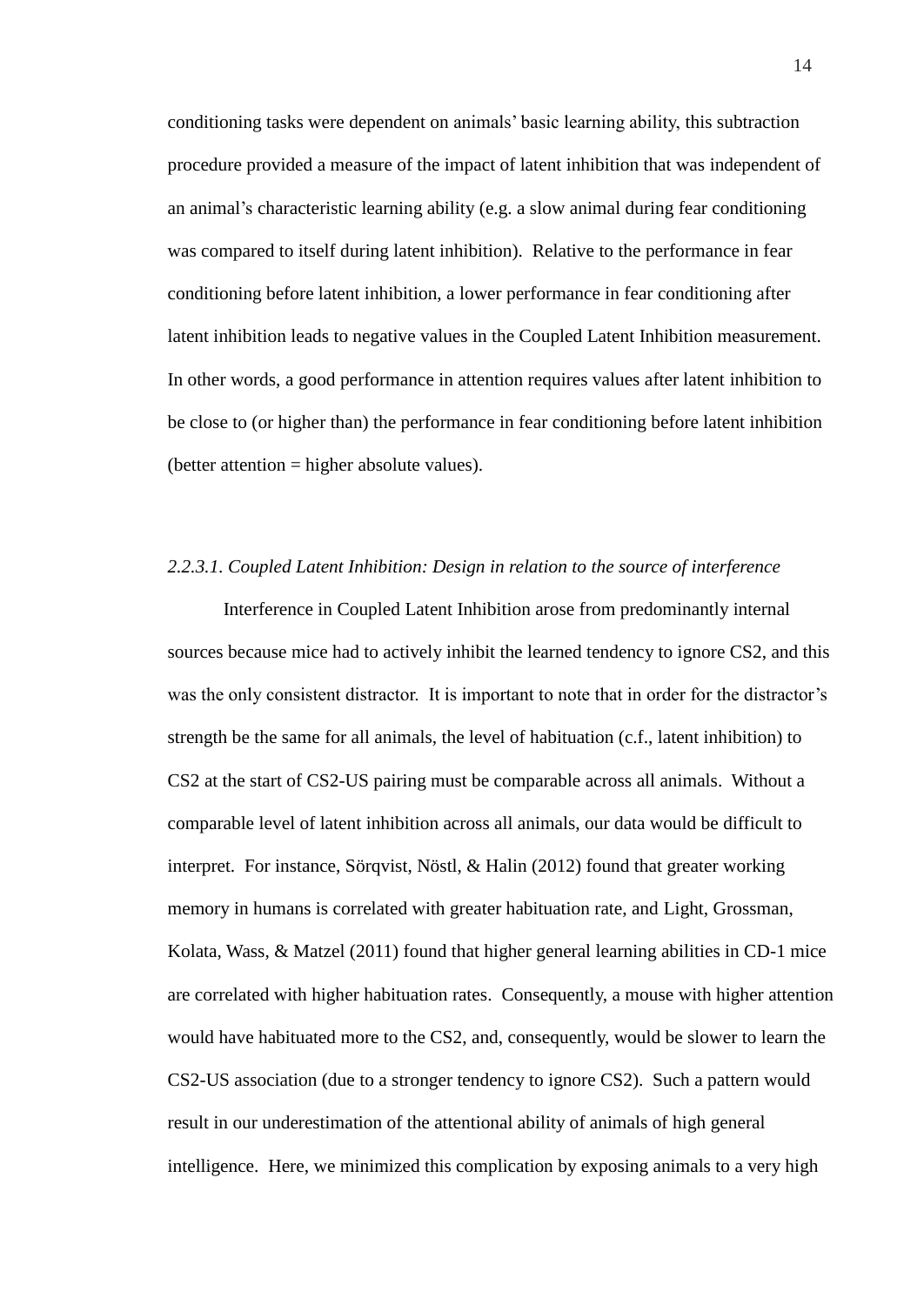conditioning tasks were dependent on animals' basic learning ability, this subtraction procedure provided a measure of the impact of latent inhibition that was independent of an animal's characteristic learning ability (e.g. a slow animal during fear conditioning was compared to itself during latent inhibition). Relative to the performance in fear conditioning before latent inhibition, a lower performance in fear conditioning after latent inhibition leads to negative values in the Coupled Latent Inhibition measurement. In other words, a good performance in attention requires values after latent inhibition to be close to (or higher than) the performance in fear conditioning before latent inhibition (better attention = higher absolute values).

#### *2.2.3.1. Coupled Latent Inhibition: Design in relation to the source of interference*

Interference in Coupled Latent Inhibition arose from predominantly internal sources because mice had to actively inhibit the learned tendency to ignore CS2, and this was the only consistent distractor. It is important to note that in order for the distractor's strength be the same for all animals, the level of habituation (c.f., latent inhibition) to CS2 at the start of CS2-US pairing must be comparable across all animals. Without a comparable level of latent inhibition across all animals, our data would be difficult to interpret. For instance, Sörqvist, Nöstl, & Halin (2012) found that greater working memory in humans is correlated with greater habituation rate, and Light, Grossman, Kolata, Wass, & Matzel (2011) found that higher general learning abilities in CD-1 mice are correlated with higher habituation rates. Consequently, a mouse with higher attention would have habituated more to the CS2, and, consequently, would be slower to learn the CS2-US association (due to a stronger tendency to ignore CS2). Such a pattern would result in our underestimation of the attentional ability of animals of high general intelligence. Here, we minimized this complication by exposing animals to a very high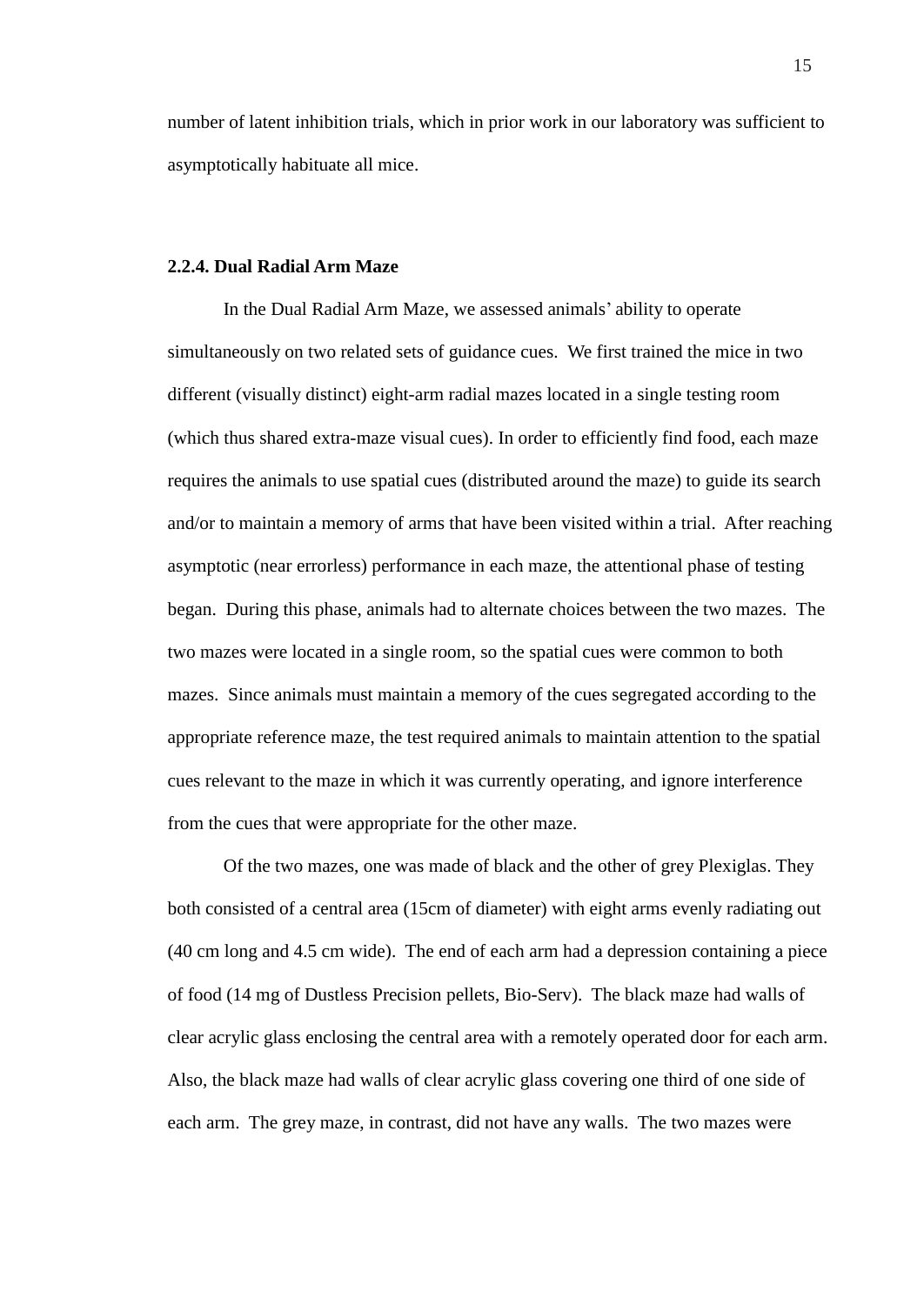number of latent inhibition trials, which in prior work in our laboratory was sufficient to asymptotically habituate all mice.

### 2.2.4. Dual Radial Arm Maze

In the Dual Radial Arm Maze, we assessed animals' ability to operate simultaneously on two related sets of guidance cues. We first trained the mice in two different (visually distinct) eight-arm radial mazes located in a single testing room (which thus shared extra-maze visual cues). In order to efficiently find food, each maze requires the animals to use spatial cues (distributed around the maze) to guide its search and/or to maintain a memory of arms that have been visited within a trial. After reaching asymptotic (near errorless) performance in each maze, the attentional phase of testing began. During this phase, animals had to alternate choices between the two mazes. The two mazes were located in a single room, so the spatial cues were common to both mazes. Since animals must maintain a memory of the cues segregated according to the appropriate reference maze, the test required animals to maintain attention to the spatial cues relevant to the maze in which it was currently operating, and ignore interference from the cues that were appropriate for the other maze.

Of the two mazes, one was made of black and the other of grey Plexiglas. They both consisted of a central area (15cm of diameter) with eight arms evenly radiating out (40 cm long and 4.5 cm wide). The end of each arm had a depression containing a piece of food (14 mg of Dustless Precision pellets, Bio-Serv). The black maze had walls of clear acrylic glass enclosing the central area with a remotely operated door for each arm. Also, the black maze had walls of clear acrylic glass covering one third of one side of each arm. The grey maze, in contrast, did not have any walls. The two mazes were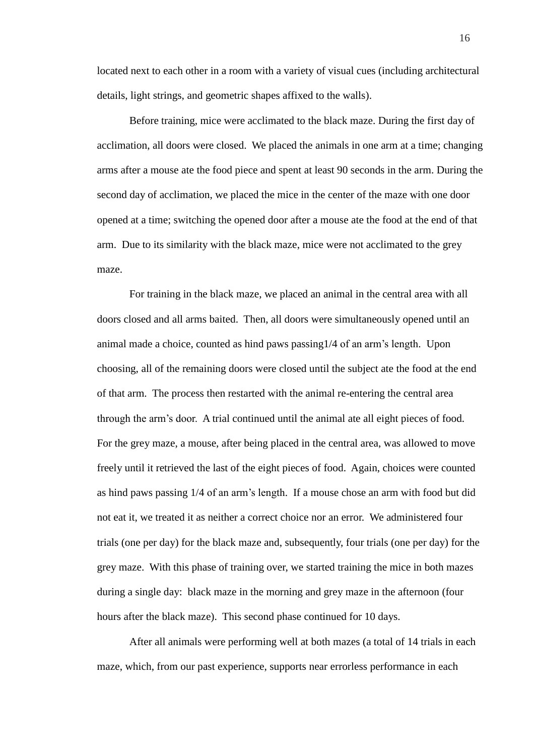located next to each other in a room with a variety of visual cues (including architectural details, light strings, and geometric shapes affixed to the walls).

Before training, mice were acclimated to the black maze. During the first day of acclimation, all doors were closed. We placed the animals in one arm at a time; changing arms after a mouse ate the food piece and spent at least 90 seconds in the arm. During the second day of acclimation, we placed the mice in the center of the maze with one door opened at a time; switching the opened door after a mouse ate the food at the end of that arm. Due to its similarity with the black maze, mice were not acclimated to the grey maze.

For training in the black maze, we placed an animal in the central area with all doors closed and all arms baited. Then, all doors were simultaneously opened until an animal made a choice, counted as hind paws passing1/4 of an arm's length. Upon choosing, all of the remaining doors were closed until the subject ate the food at the end of that arm. The process then restarted with the animal re-entering the central area through the arm's door. A trial continued until the animal ate all eight pieces of food. For the grey maze, a mouse, after being placed in the central area, was allowed to move freely until it retrieved the last of the eight pieces of food. Again, choices were counted as hind paws passing 1/4 of an arm's length. If a mouse chose an arm with food but did not eat it, we treated it as neither a correct choice nor an error. We administered four trials (one per day) for the black maze and, subsequently, four trials (one per day) for the grey maze. With this phase of training over, we started training the mice in both mazes during a single day: black maze in the morning and grey maze in the afternoon (four hours after the black maze). This second phase continued for 10 days.

After all animals were performing well at both mazes (a total of 14 trials in each maze, which, from our past experience, supports near errorless performance in each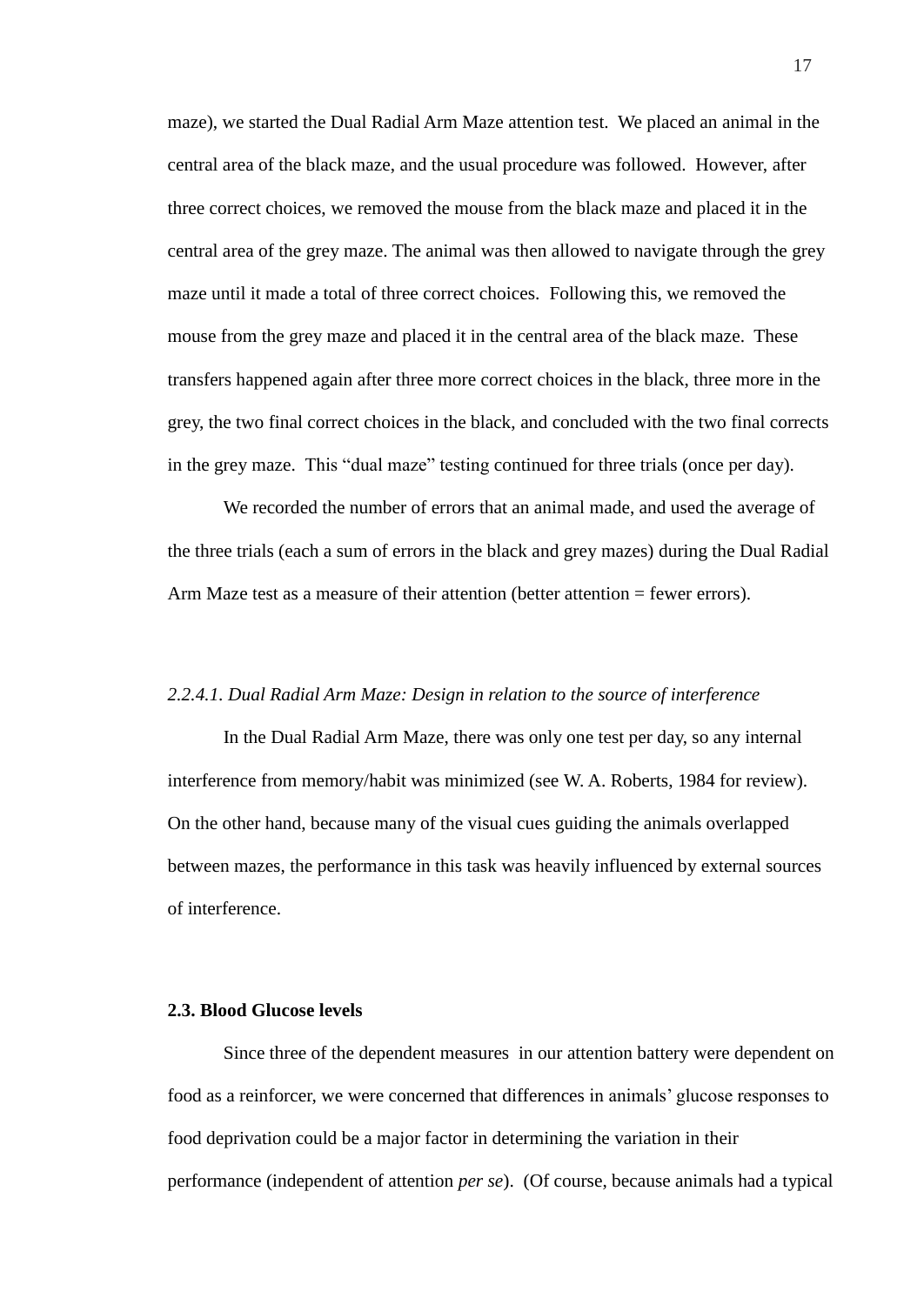maze), we started the Dual Radial Arm Maze attention test. We placed an animal in the central area of the black maze, and the usual procedure was followed. However, after three correct choices, we removed the mouse from the black maze and placed it in the central area of the grey maze. The animal was then allowed to navigate through the grey maze until it made a total of three correct choices. Following this, we removed the mouse from the grey maze and placed it in the central area of the black maze. These transfers happened again after three more correct choices in the black, three more in the grey, the two final correct choices in the black, and concluded with the two final corrects in the grey maze. This "dual maze" testing continued for three trials (once per day).

We recorded the number of errors that an animal made, and used the average of the three trials (each a sum of errors in the black and grey mazes) during the Dual Radial Arm Maze test as a measure of their attention (better attention = fewer errors).

*2.2.4.1. Dual Radial Arm Maze: Design in relation to the source of interference*

In the Dual Radial Arm Maze, there was only one test per day, so any internal interference from memory/habit was minimized (see W. A. Roberts, 1984 for review). On the other hand, because many of the visual cues guiding the animals overlapped between mazes, the performance in this task was heavily influenced by external sources of interference.

**2.3. Blood Glucose levels**

Since three of the dependent measures in our attention battery were dependent on food as a reinforcer, we were concerned that differences in animals' glucose responses to food deprivation could be a major factor in determining the variation in their performance (independent of attention *per se*). (Of course, because animals had a typical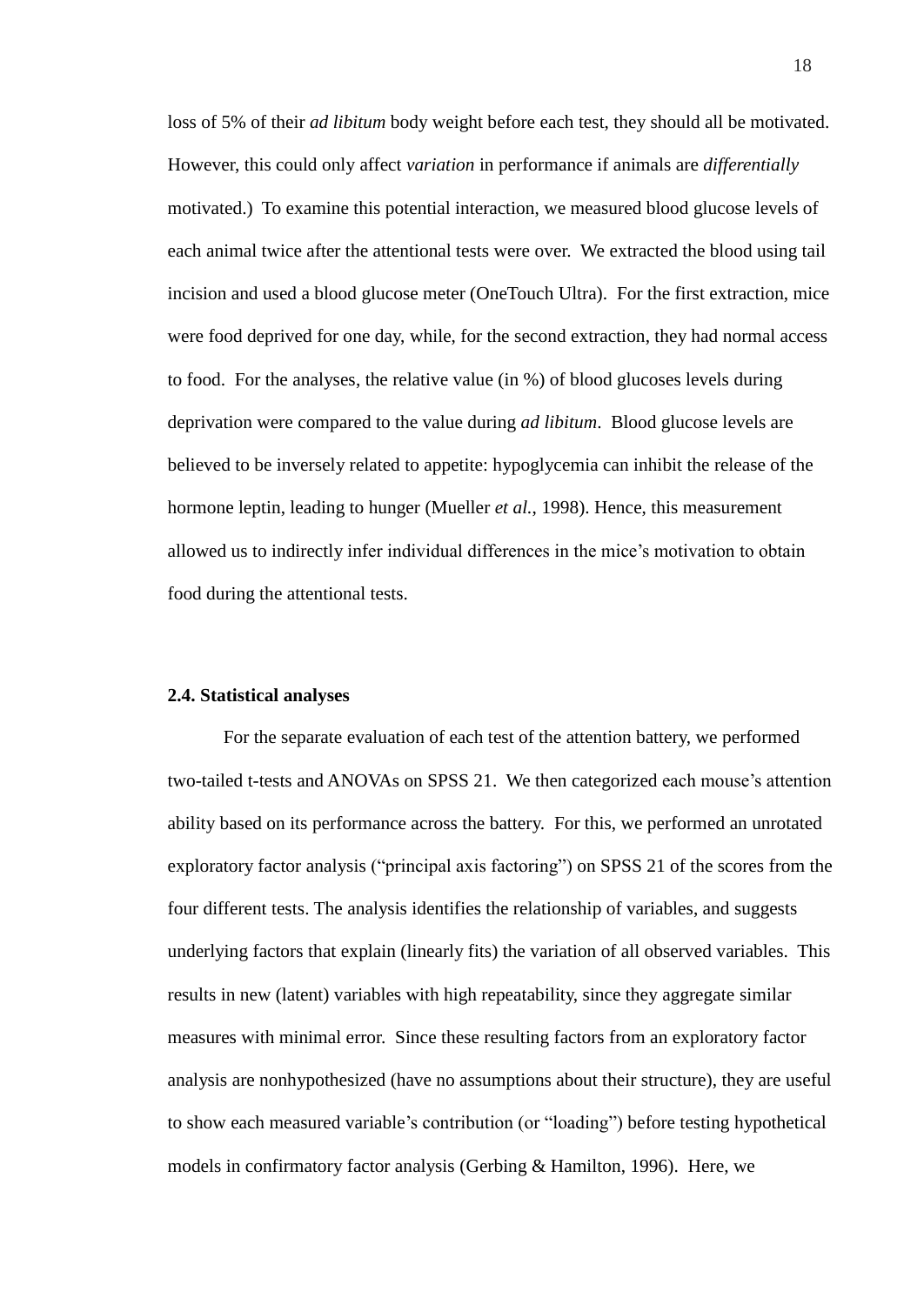loss of 5% of their *ad libitum* body weight before each test, they should all be motivated. However, this could only affect *variation* in performance if animals are *differentially* motivated.) To examine this potential interaction, we measured blood glucose levels of each animal twice after the attentional tests were over. We extracted the blood using tail incision and used a blood glucose meter (OneTouch Ultra). For the first extraction, mice were food deprived for one day, while, for the second extraction, they had normal access to food. For the analyses, the relative value (in %) of blood glucoses levels during deprivation were compared to the value during *ad libitum*. Blood glucose levels are believed to be inversely related to appetite: hypoglycemia can inhibit the release of the hormone leptin, leading to hunger (Mueller *et al.*, 1998). Hence, this measurement allowed us to indirectly infer individual differences in the mice's motivation to obtain food during the attentional tests.

### 2.4. Statistical analyses

For the separate evaluation of each test of the attention battery, we performed two-tailed t-tests and ANOVAs on SPSS 21. We then categorized each mouse's attention ability based on its performance across the battery. For this, we performed an unrotated exploratory factor analysis ("principal axis factoring") on SPSS 21 of the scores from the four different tests. The analysis identifies the relationship of variables, and suggests underlying factors that explain (linearly fits) the variation of all observed variables. This results in new (latent) variables with high repeatability, since they aggregate similar measures with minimal error. Since these resulting factors from an exploratory factor analysis are nonhypothesized (have no assumptions about their structure), they are useful to show each measured variable's contribution (or "loading") before testing hypothetical models in confirmatory factor analysis (Gerbing & Hamilton, 1996). Here, we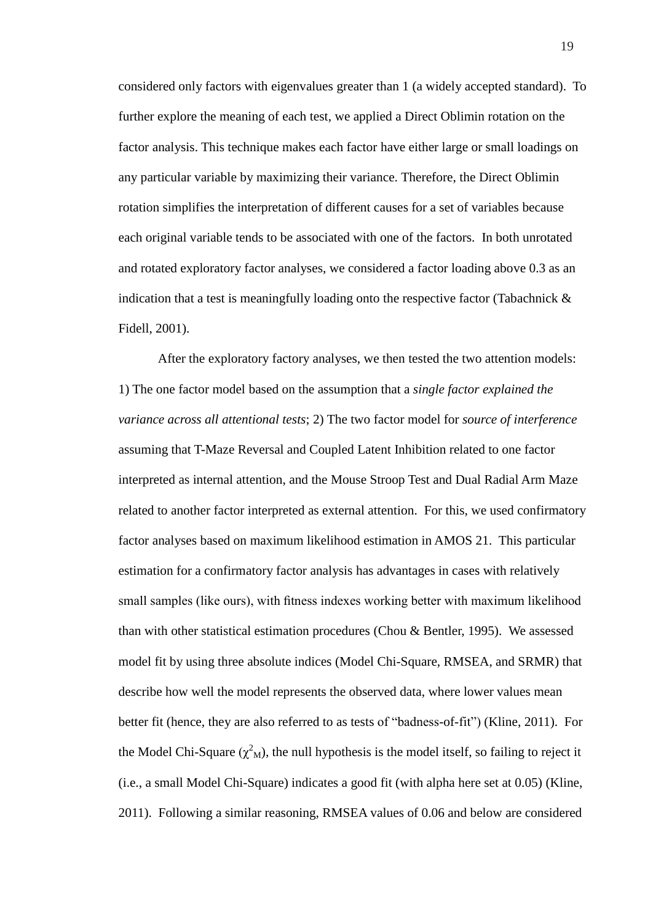considered only factors with eigenvalues greater than 1 (a widely accepted standard). To further explore the meaning of each test, we applied a Direct Oblimin rotation on the factor analysis. This technique makes each factor have either large or small loadings on any particular variable by maximizing their variance. Therefore, the Direct Oblimin rotation simplifies the interpretation of different causes for a set of variables because each original variable tends to be associated with one of the factors. In both unrotated and rotated exploratory factor analyses, we considered a factor loading above 0.3 as an indication that a test is meaningfully loading onto the respective factor (Tabachnick & Fidell, 2001).

After the exploratory factory analyses, we then tested the two attention models: 1) The one factor model based on the assumption that a *single factor explained the variance across all attentional tests*; 2) The two factor model for *source of interference* assuming that T-Maze Reversal and Coupled Latent Inhibition related to one factor interpreted as internal attention, and the Mouse Stroop Test and Dual Radial Arm Maze related to another factor interpreted as external attention. For this, we used confirmatory factor analyses based on maximum likelihood estimation in AMOS 21. This particular estimation for a confirmatory factor analysis has advantages in cases with relatively small samples (like ours), with fitness indexes working better with maximum likelihood than with other statistical estimation procedures (Chou & Bentler, 1995). We assessed model fit by using three absolute indices (Model Chi-Square, RMSEA, and SRMR) that describe how well the model represents the observed data, where lower values mean better fit (hence, they are also referred to as tests of "badness-of-fit") (Kline, 2011). For the Model Chi-Square ($\chi^2_M$), the null hypothesis is the model itself, so failing to reject it (i.e., a small Model Chi-Square) indicates a good fit (with alpha here set at 0.05) (Kline, 2011). Following a similar reasoning, RMSEA values of 0.06 and below are considered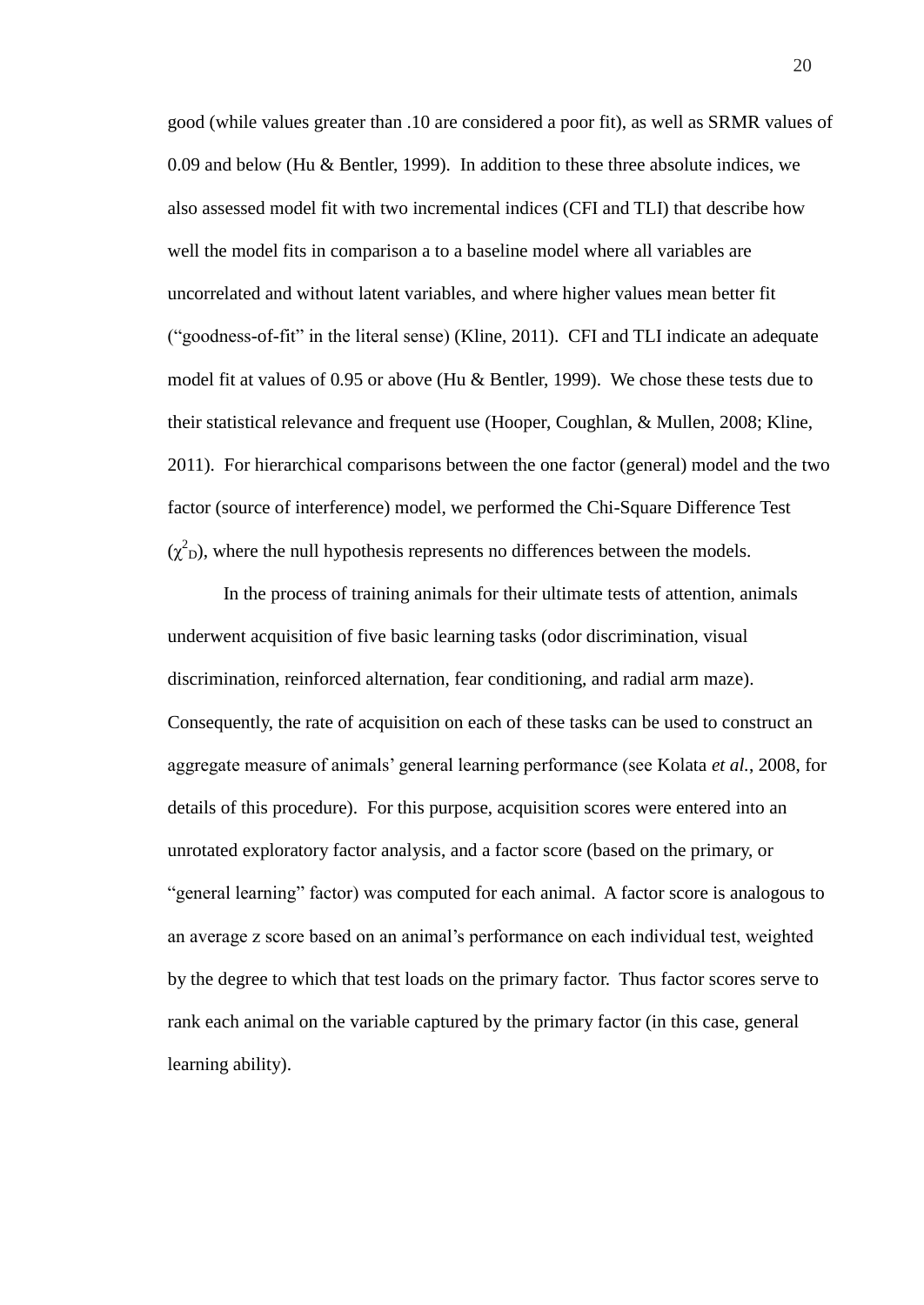good (while values greater than .10 are considered a poor fit), as well as SRMR values of 0.09 and below (Hu & Bentler, 1999). In addition to these three absolute indices, we also assessed model fit with two incremental indices (CFI and TLI) that describe how well the model fits in comparison a to a baseline model where all variables are uncorrelated and without latent variables, and where higher values mean better fit ("goodness-of-fit" in the literal sense) (Kline, 2011). CFI and TLI indicate an adequate model fit at values of 0.95 or above (Hu & Bentler, 1999). We chose these tests due to their statistical relevance and frequent use (Hooper, Coughlan, & Mullen, 2008; Kline, 2011). For hierarchical comparisons between the one factor (general) model and the two factor (source of interference) model, we performed the Chi-Square Difference Test ($\chi^2_D$), where the null hypothesis represents no differences between the models.

In the process of training animals for their ultimate tests of attention, animals underwent acquisition of five basic learning tasks (odor discrimination, visual discrimination, reinforced alternation, fear conditioning, and radial arm maze). Consequently, the rate of acquisition on each of these tasks can be used to construct an aggregate measure of animals' general learning performance (see Kolata *et al.*, 2008, for details of this procedure). For this purpose, acquisition scores were entered into an unrotated exploratory factor analysis, and a factor score (based on the primary, or "general learning" factor) was computed for each animal. A factor score is analogous to an average z score based on an animal's performance on each individual test, weighted by the degree to which that test loads on the primary factor. Thus factor scores serve to rank each animal on the variable captured by the primary factor (in this case, general learning ability).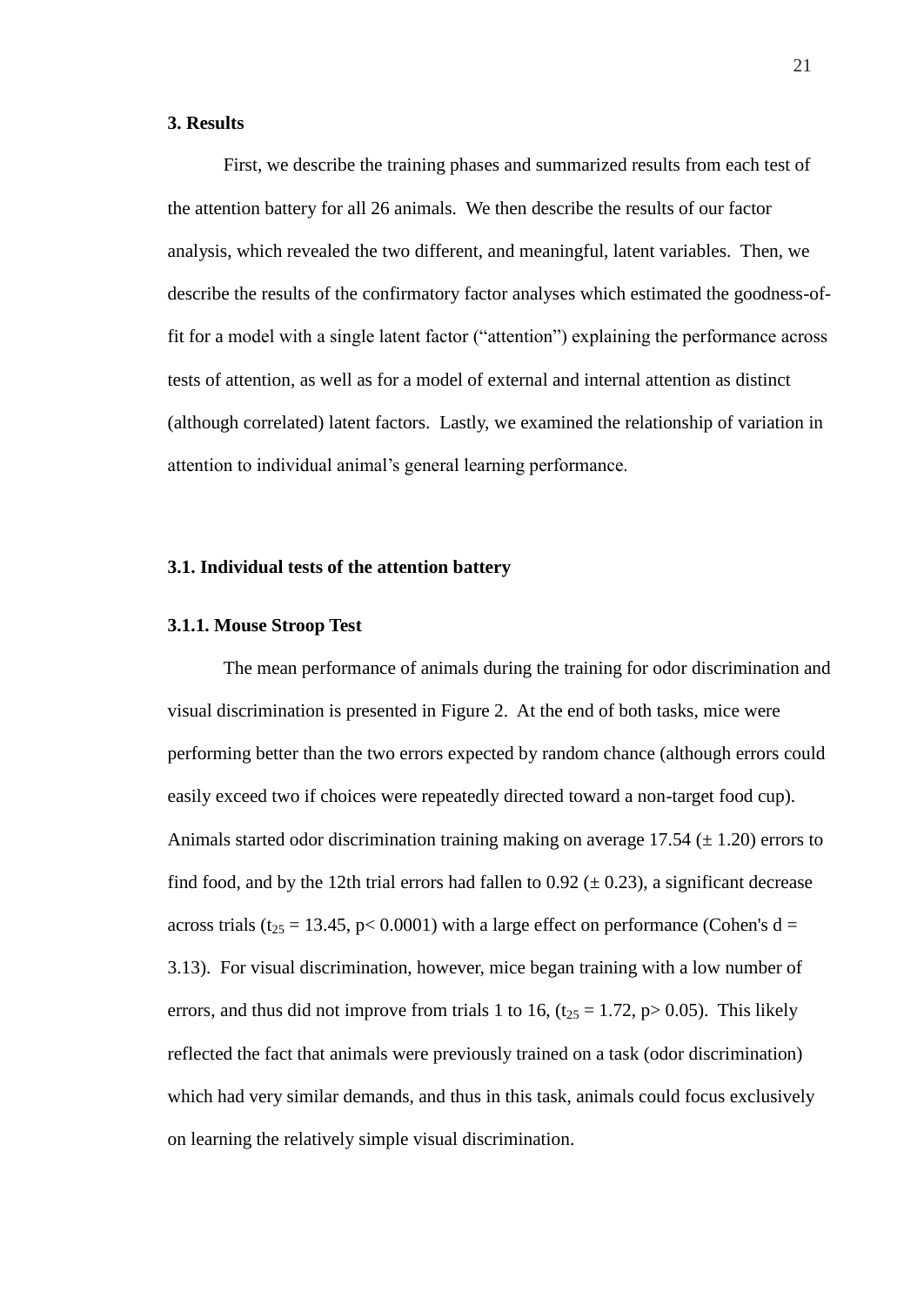## 3. Results

First, we describe the training phases and summarized results from each test of the attention battery for all 26 animals. We then describe the results of our factor analysis, which revealed the two different, and meaningful, latent variables. Then, we describe the results of the confirmatory factor analyses which estimated the goodness-of-fit for a model with a single latent factor ("attention") explaining the performance across tests of attention, as well as for a model of external and internal attention as distinct (although correlated) latent factors. Lastly, we examined the relationship of variation in attention to individual animal's general learning performance.

### 3.1. Individual tests of the attention battery

#### 3.1.1. Mouse Stroop Test

The mean performance of animals during the training for odor discrimination and visual discrimination is presented in Figure 2. At the end of both tasks, mice were performing better than the two errors expected by random chance (although errors could easily exceed two if choices were repeatedly directed toward a non-target food cup). Animals started odor discrimination training making on average 17.54 ($\pm$ 1.20) errors to find food, and by the 12th trial errors had fallen to 0.92 ($\pm$ 0.23), a significant decrease across trials ($t_{25} = 13.45$, $p < 0.0001$) with a large effect on performance (Cohen's $d = 3.13$). For visual discrimination, however, mice began training with a low number of errors, and thus did not improve from trials 1 to 16, ($t_{25} = 1.72$, $p > 0.05$). This likely reflected the fact that animals were previously trained on a task (odor discrimination) which had very similar demands, and thus in this task, animals could focus exclusively on learning the relatively simple visual discrimination.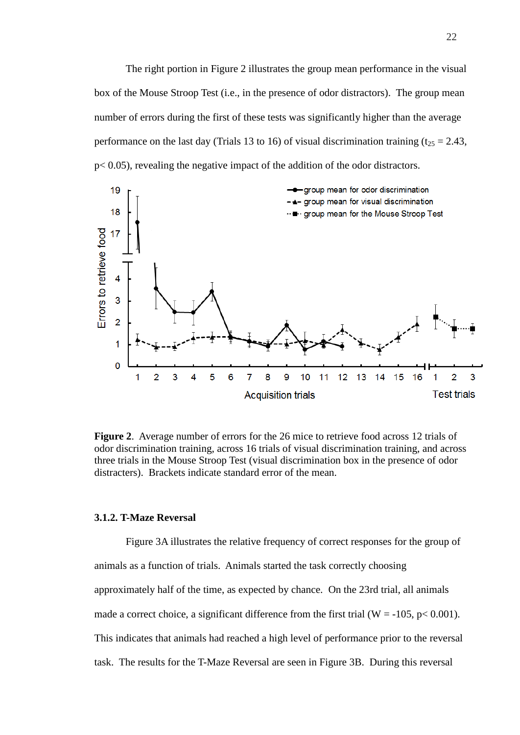The right portion in Figure 2 illustrates the group mean performance in the visual box of the Mouse Stroop Test (i.e., in the presence of odor distractors). The group mean number of errors during the first of these tests was significantly higher than the average performance on the last day (Trials 13 to 16) of visual discrimination training ($t_{25} = 2.43$, $p < 0.05$), revealing the negative impact of the addition of the odor distractors.

**Figure 2**. Average number of errors for the 26 mice to retrieve food across 12 trials of odor discrimination training, across 16 trials of visual discrimination training, and across three trials in the Mouse Stroop Test (visual discrimination box in the presence of odor distracters). Brackets indicate standard error of the mean.

### 3.1.2. T-Maze Reversal

Figure 3A illustrates the relative frequency of correct responses for the group of animals as a function of trials. Animals started the task correctly choosing approximately half of the time, as expected by chance. On the 23rd trial, all animals made a correct choice, a significant difference from the first trial ($W = -105$, $p < 0.001$). This indicates that animals had reached a high level of performance prior to the reversal task. The results for the T-Maze Reversal are seen in Figure 3B. During this reversal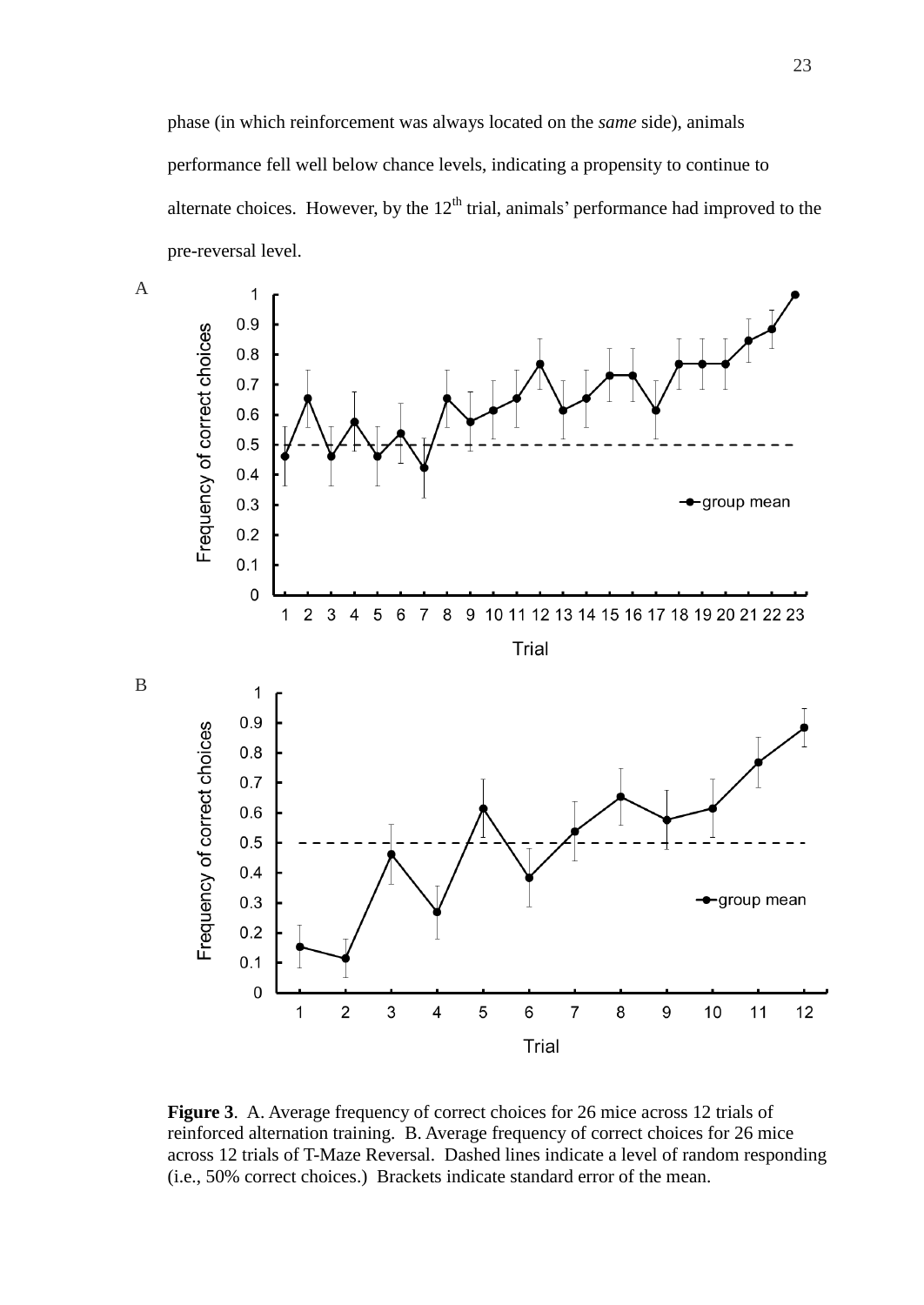phase (in which reinforcement was always located on the *same* side), animals performance fell well below chance levels, indicating a propensity to continue to alternate choices. However, by the 12[th] trial, animals' performance had improved to the pre-reversal level.

A

B

**Figure 3**. A. Average frequency of correct choices for 26 mice across 12 trials of reinforced alternation training. B. Average frequency of correct choices for 26 mice across 12 trials of T-Maze Reversal. Dashed lines indicate a level of random responding (i.e., 50% correct choices.) Brackets indicate standard error of the mean.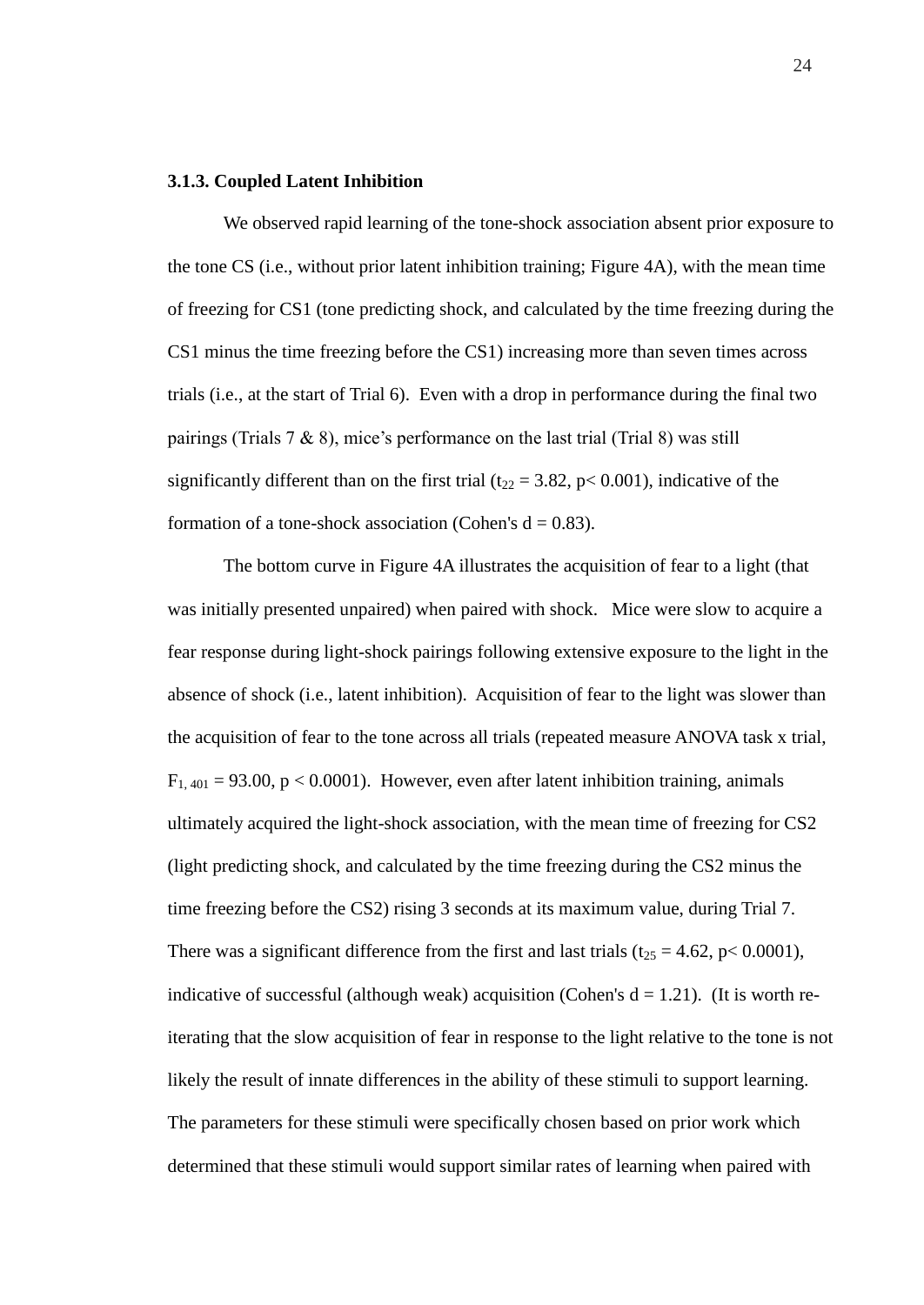### 3.1.3. Coupled Latent Inhibition

We observed rapid learning of the tone-shock association absent prior exposure to the tone CS (i.e., without prior latent inhibition training; Figure 4A), with the mean time of freezing for CS1 (tone predicting shock, and calculated by the time freezing during the CS1 minus the time freezing before the CS1) increasing more than seven times across trials (i.e., at the start of Trial 6). Even with a drop in performance during the final two pairings (Trials 7 & 8), mice's performance on the last trial (Trial 8) was still significantly different than on the first trial ($t_{22} = 3.82$, $p < 0.001$), indicative of the formation of a tone-shock association (Cohen's $d = 0.83$).

The bottom curve in Figure 4A illustrates the acquisition of fear to a light (that was initially presented unpaired) when paired with shock. Mice were slow to acquire a fear response during light-shock pairings following extensive exposure to the light in the absence of shock (i.e., latent inhibition). Acquisition of fear to the light was slower than the acquisition of fear to the tone across all trials (repeated measure ANOVA task x trial, $F_{1, 401} = 93.00$, $p < 0.0001$). However, even after latent inhibition training, animals ultimately acquired the light-shock association, with the mean time of freezing for CS2 (light predicting shock, and calculated by the time freezing during the CS2 minus the time freezing before the CS2) rising 3 seconds at its maximum value, during Trial 7. There was a significant difference from the first and last trials ($t_{25} = 4.62$, $p < 0.0001$), indicative of successful (although weak) acquisition (Cohen's $d = 1.21$). (It is worth re-iterating that the slow acquisition of fear in response to the light relative to the tone is not likely the result of innate differences in the ability of these stimuli to support learning. The parameters for these stimuli were specifically chosen based on prior work which determined that these stimuli would support similar rates of learning when paired with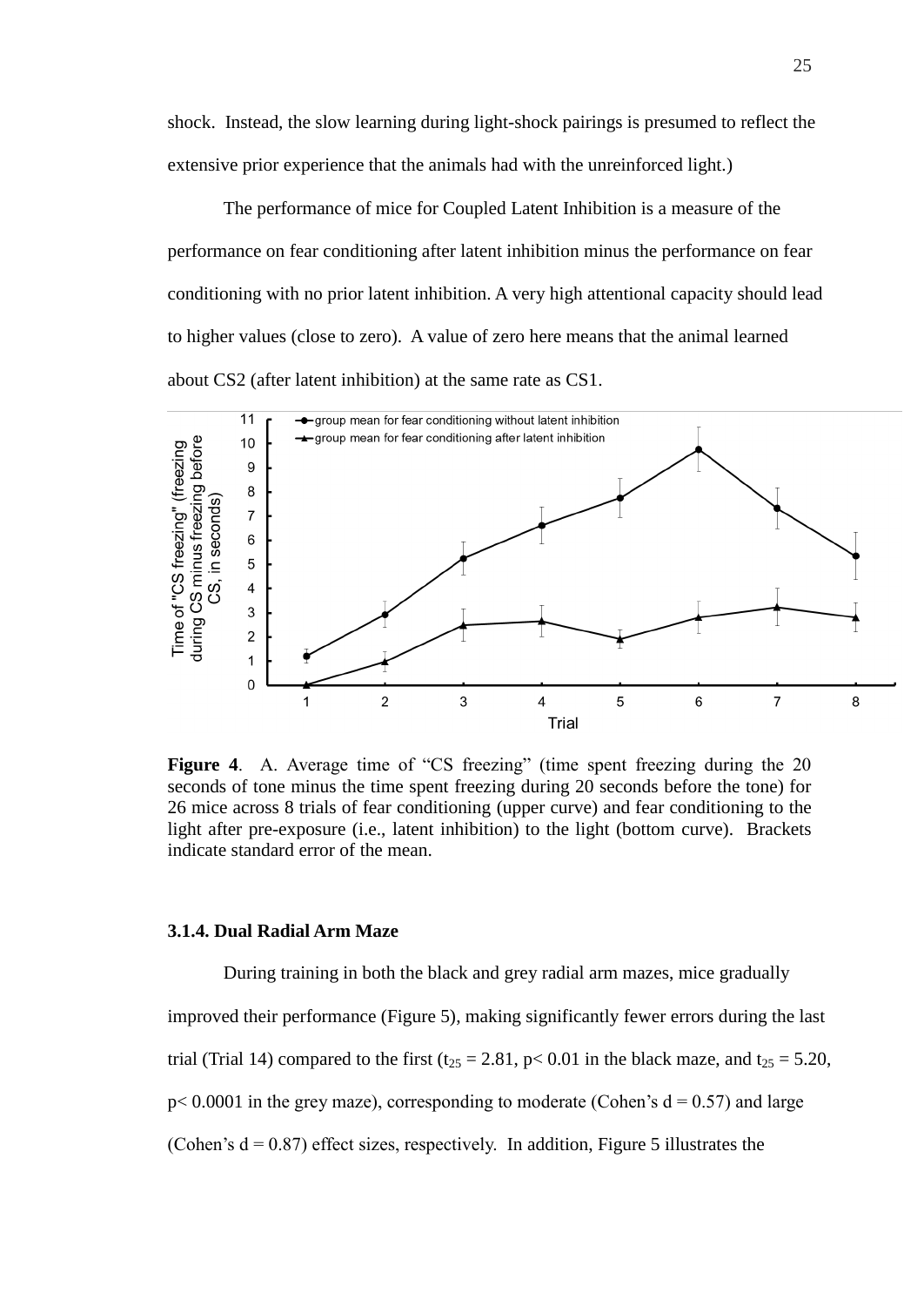shock. Instead, the slow learning during light-shock pairings is presumed to reflect the extensive prior experience that the animals had with the unreinforced light.)

The performance of mice for Coupled Latent Inhibition is a measure of the performance on fear conditioning after latent inhibition minus the performance on fear conditioning with no prior latent inhibition. A very high attentional capacity should lead to higher values (close to zero). A value of zero here means that the animal learned about CS2 (after latent inhibition) at the same rate as CS1.

**Figure 4**. A. Average time of "CS freezing" (time spent freezing during the 20 seconds of tone minus the time spent freezing during 20 seconds before the tone) for 26 mice across 8 trials of fear conditioning (upper curve) and fear conditioning to the light after pre-exposure (i.e., latent inhibition) to the light (bottom curve). Brackets indicate standard error of the mean.

### 3.1.4. Dual Radial Arm Maze

During training in both the black and grey radial arm mazes, mice gradually improved their performance (Figure 5), making significantly fewer errors during the last trial (Trial 14) compared to the first ($t_{25} = 2.81$, $p < 0.01$ in the black maze, and $t_{25} = 5.20$, $p < 0.0001$ in the grey maze), corresponding to moderate (Cohen's $d = 0.57$) and large (Cohen's $d = 0.87$) effect sizes, respectively. In addition, Figure 5 illustrates the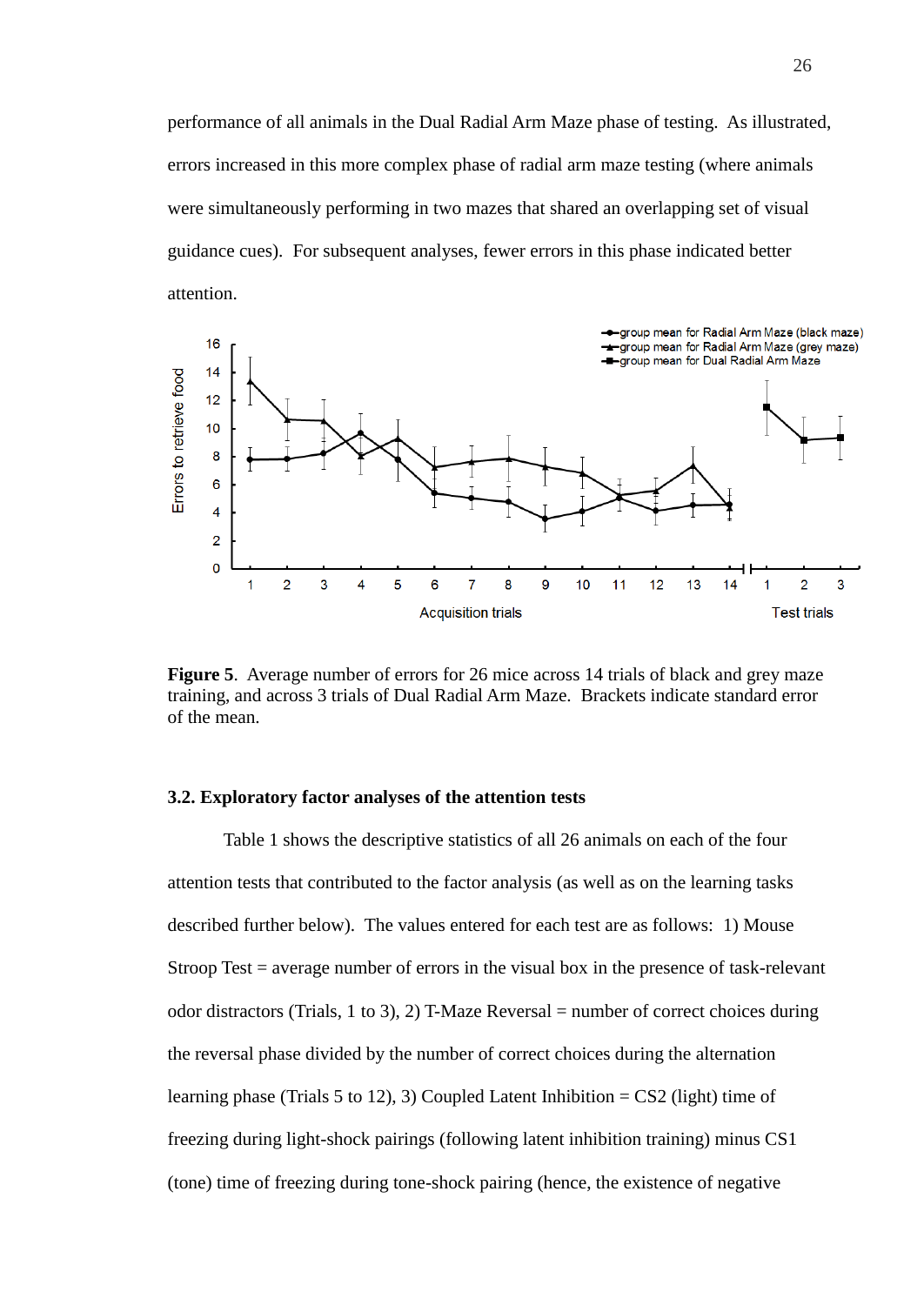performance of all animals in the Dual Radial Arm Maze phase of testing. As illustrated, errors increased in this more complex phase of radial arm maze testing (where animals were simultaneously performing in two mazes that shared an overlapping set of visual guidance cues). For subsequent analyses, fewer errors in this phase indicated better attention.

**Figure 5**. Average number of errors for 26 mice across 14 trials of black and grey maze training, and across 3 trials of Dual Radial Arm Maze. Brackets indicate standard error of the mean.

### 3.2. Exploratory factor analyses of the attention tests

Table 1 shows the descriptive statistics of all 26 animals on each of the four attention tests that contributed to the factor analysis (as well as on the learning tasks described further below). The values entered for each test are as follows: 1) Mouse Stroop Test = average number of errors in the visual box in the presence of task-relevant odor distractors (Trials, 1 to 3), 2) T-Maze Reversal = number of correct choices during the reversal phase divided by the number of correct choices during the alternation learning phase (Trials 5 to 12), 3) Coupled Latent Inhibition = CS2 (light) time of freezing during light-shock pairings (following latent inhibition training) minus CS1 (tone) time of freezing during tone-shock pairing (hence, the existence of negative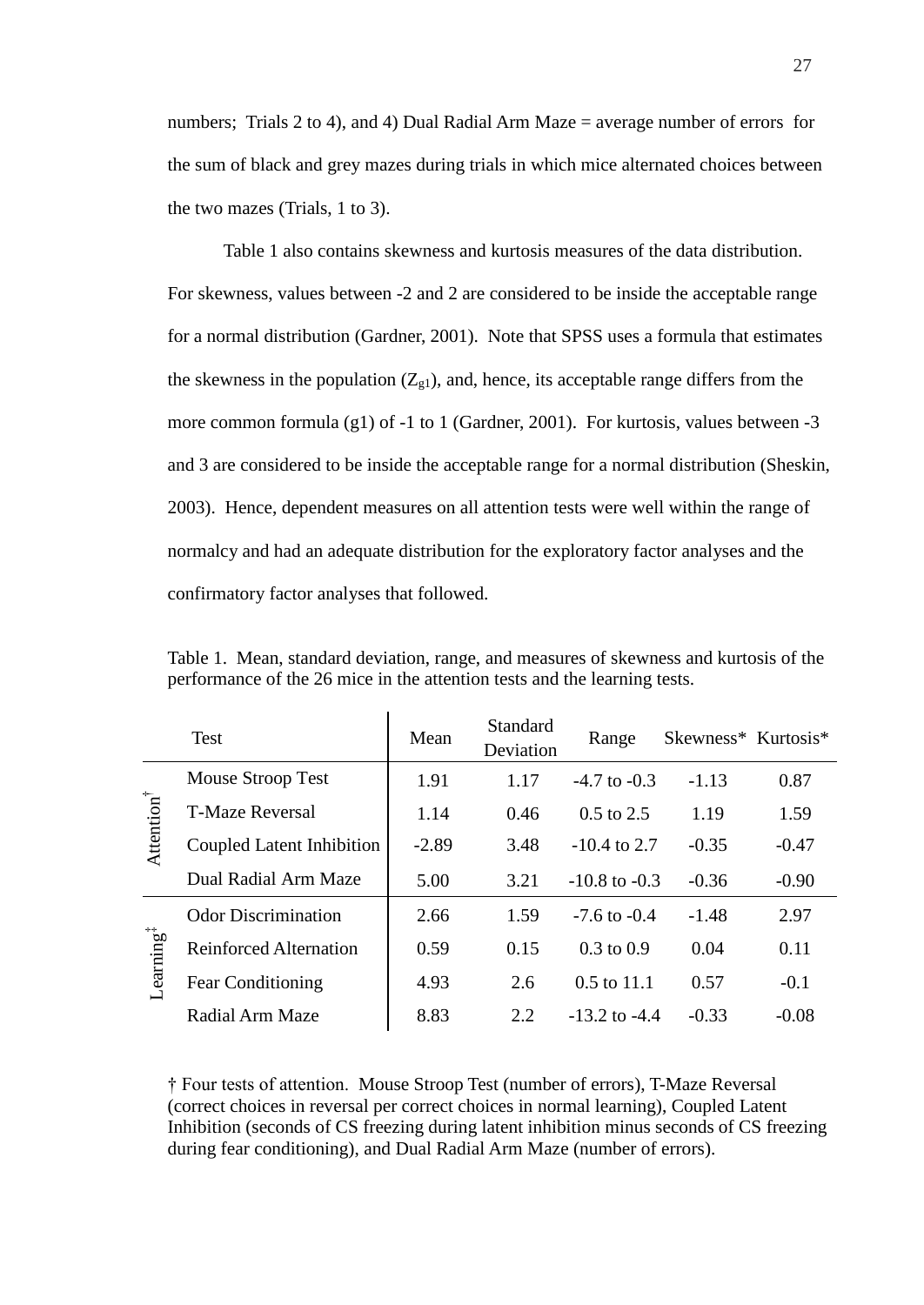numbers; Trials 2 to 4), and 4) Dual Radial Arm Maze = average number of errors for the sum of black and grey mazes during trials in which mice alternated choices between the two mazes (Trials, 1 to 3).

Table 1 also contains skewness and kurtosis measures of the data distribution. For skewness, values between -2 and 2 are considered to be inside the acceptable range for a normal distribution (Gardner, 2001). Note that SPSS uses a formula that estimates the skewness in the population ($Z_{g1}$), and, hence, its acceptable range differs from the more common formula (g1) of -1 to 1 (Gardner, 2001). For kurtosis, values between -3 and 3 are considered to be inside the acceptable range for a normal distribution (Sheskin, 2003). Hence, dependent measures on all attention tests were well within the range of normalcy and had an adequate distribution for the exploratory factor analyses and the confirmatory factor analyses that followed.

Table 1. Mean, standard deviation, range, and measures of skewness and kurtosis of the performance of the 26 mice in the attention tests and the learning tests.

| | Test | Mean | Standard Deviation | Range | Skewness* | Kurtosis* |
|---|---|---|---|---|---|---|
| Attention† | Mouse Stroop Test | 1.91 | 1.17 | -4.7 to -0.3 | -1.13 | 0.87 |
| | T-Maze Reversal | 1.14 | 0.46 | 0.5 to 2.5 | 1.19 | 1.59 |
| | Coupled Latent Inhibition | -2.89 | 3.48 | -10.4 to 2.7 | -0.35 | -0.47 |
| | Dual Radial Arm Maze | 5.00 | 3.21 | -10.8 to -0.3 | -0.36 | -0.90 |
| Learning‡ | Odor Discrimination | 2.66 | 1.59 | -7.6 to -0.4 | -1.48 | 2.97 |
| | Reinforced Alternation | 0.59 | 0.15 | 0.3 to 0.9 | 0.04 | 0.11 |
| | Fear Conditioning | 4.93 | 2.6 | 0.5 to 11.1 | 0.57 | -0.1 |
| | Radial Arm Maze | 8.83 | 2.2 | -13.2 to -4.4 | -0.33 | -0.08 |

† Four tests of attention. Mouse Stroop Test (number of errors), T-Maze Reversal (correct choices in reversal per correct choices in normal learning), Coupled Latent Inhibition (seconds of CS freezing during latent inhibition minus seconds of CS freezing during fear conditioning), and Dual Radial Arm Maze (number of errors).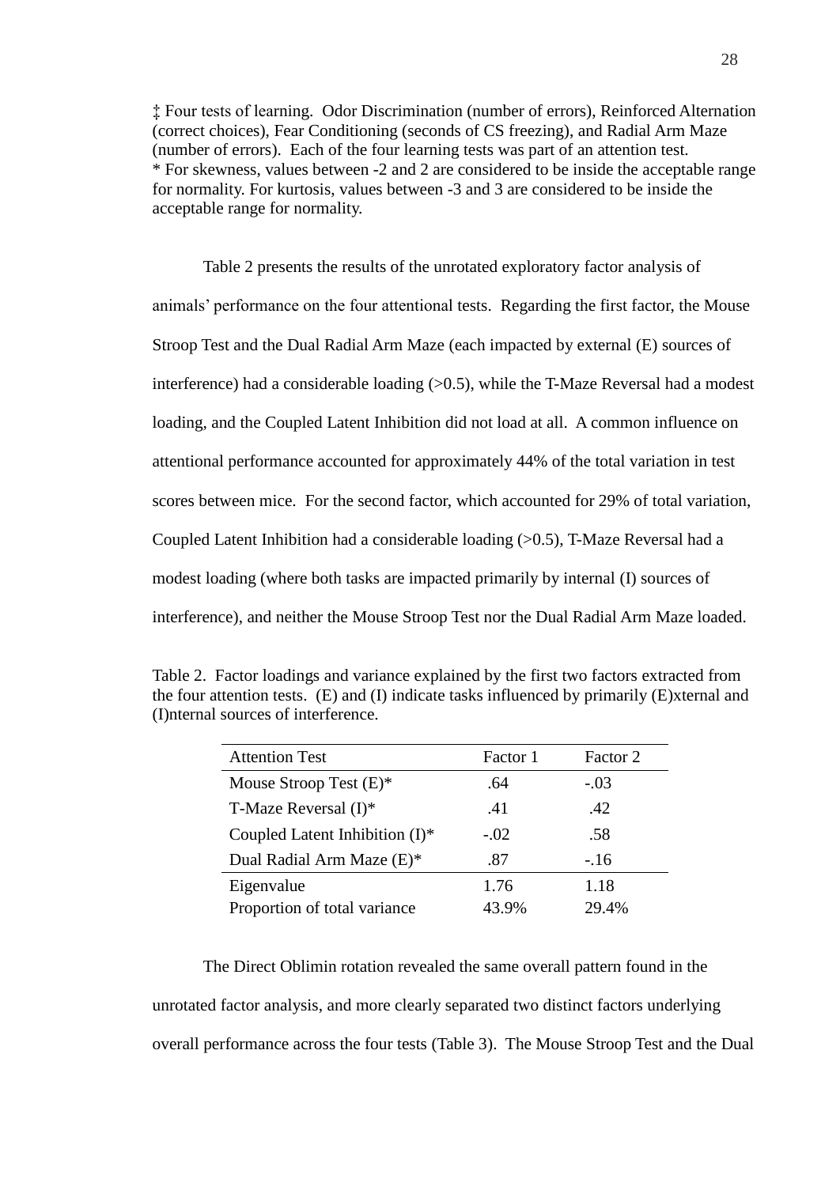‡ Four tests of learning. Odor Discrimination (number of errors), Reinforced Alternation (correct choices), Fear Conditioning (seconds of CS freezing), and Radial Arm Maze (number of errors). Each of the four learning tests was part of an attention test.
* For skewness, values between -2 and 2 are considered to be inside the acceptable range for normality. For kurtosis, values between -3 and 3 are considered to be inside the acceptable range for normality.

Table 2 presents the results of the unrotated exploratory factor analysis of animals' performance on the four attentional tests. Regarding the first factor, the Mouse Stroop Test and the Dual Radial Arm Maze (each impacted by external (E) sources of interference) had a considerable loading (>0.5), while the T-Maze Reversal had a modest loading, and the Coupled Latent Inhibition did not load at all. A common influence on attentional performance accounted for approximately 44% of the total variation in test scores between mice. For the second factor, which accounted for 29% of total variation, Coupled Latent Inhibition had a considerable loading (>0.5), T-Maze Reversal had a modest loading (where both tasks are impacted primarily by internal (I) sources of interference), and neither the Mouse Stroop Test nor the Dual Radial Arm Maze loaded.

Table 2. Factor loadings and variance explained by the first two factors extracted from the four attention tests. (E) and (I) indicate tasks influenced by primarily (E)xternal and (I)nternal sources of interference.

| Attention Test | Factor 1 | Factor 2 |
|---|---|---|
| Mouse Stroop Test (E)* | .64 | -.03 |
| T-Maze Reversal (I)* | .41 | .42 |
| Coupled Latent Inhibition (I)* | -.02 | .58 |
| Dual Radial Arm Maze (E)* | .87 | -.16 |
| Eigenvalue | 1.76 | 1.18 |
| Proportion of total variance | 43.9% | 29.4% |

The Direct Oblimin rotation revealed the same overall pattern found in the unrotated factor analysis, and more clearly separated two distinct factors underlying overall performance across the four tests (Table 3). The Mouse Stroop Test and the Dual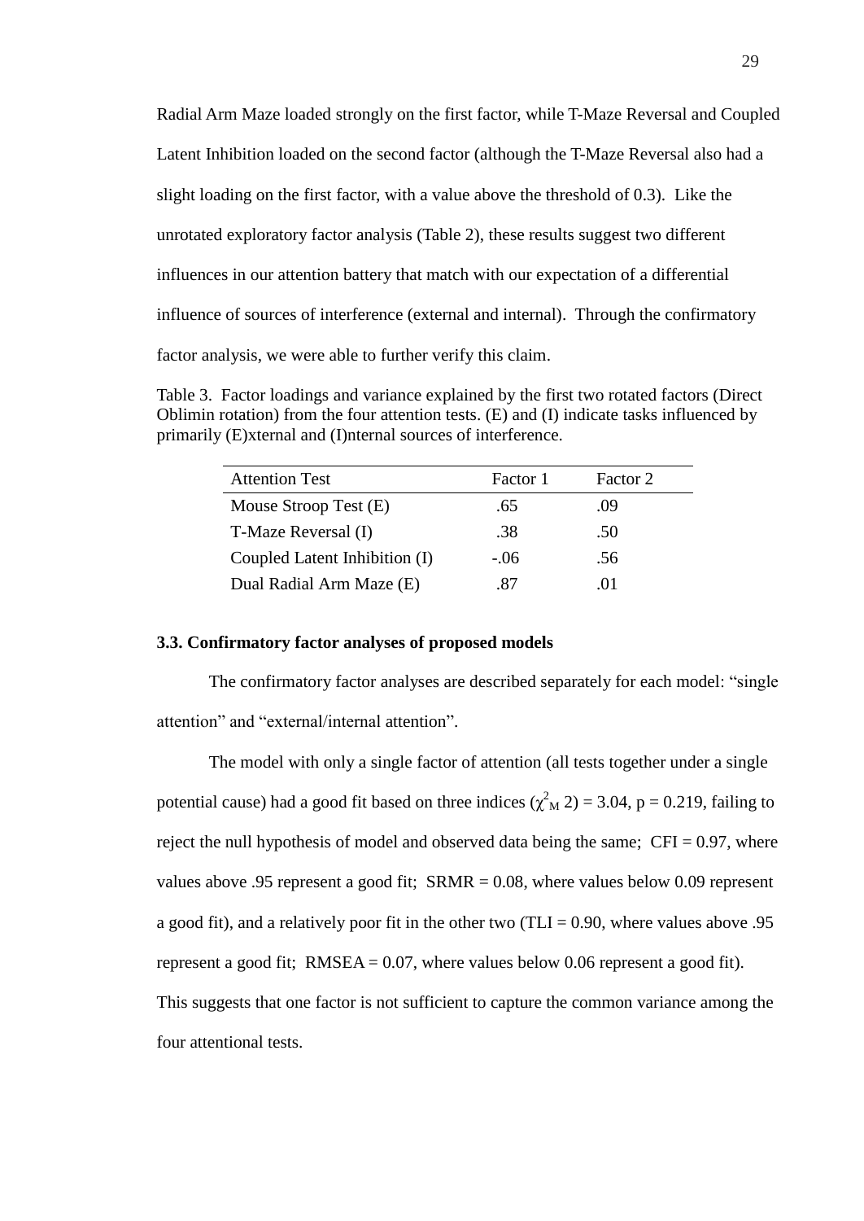Radial Arm Maze loaded strongly on the first factor, while T-Maze Reversal and Coupled Latent Inhibition loaded on the second factor (although the T-Maze Reversal also had a slight loading on the first factor, with a value above the threshold of 0.3). Like the unrotated exploratory factor analysis (Table 2), these results suggest two different influences in our attention battery that match with our expectation of a differential influence of sources of interference (external and internal). Through the confirmatory factor analysis, we were able to further verify this claim.

Table 3. Factor loadings and variance explained by the first two rotated factors (Direct Oblimin rotation) from the four attention tests. (E) and (I) indicate tasks influenced by primarily (E)xternal and (I)nternal sources of interference.

| Attention Test | Factor 1 | Factor 2 |
|---|---|---|
| Mouse Stroop Test (E) | .65 | .09 |
| T-Maze Reversal (I) | .38 | .50 |
| Coupled Latent Inhibition (I) | -.06 | .56 |
| Dual Radial Arm Maze (E) | .87 | .01 |

### 3.3. Confirmatory factor analyses of proposed models

The confirmatory factor analyses are described separately for each model: "single attention" and "external/internal attention".

The model with only a single factor of attention (all tests together under a single potential cause) had a good fit based on three indices ($\chi^2_M$ 2) = 3.04, p = 0.219, failing to reject the null hypothesis of model and observed data being the same; CFI = 0.97, where values above .95 represent a good fit; SRMR = 0.08, where values below 0.09 represent a good fit), and a relatively poor fit in the other two (TLI = 0.90, where values above .95 represent a good fit; RMSEA = 0.07, where values below 0.06 represent a good fit). This suggests that one factor is not sufficient to capture the common variance among the four attentional tests.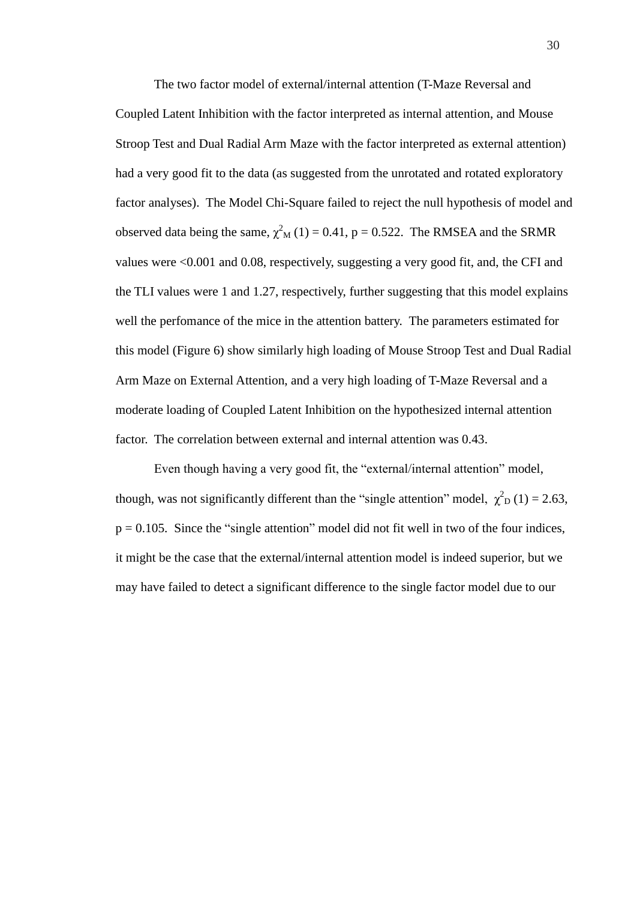The two factor model of external/internal attention (T-Maze Reversal and Coupled Latent Inhibition with the factor interpreted as internal attention, and Mouse Stroop Test and Dual Radial Arm Maze with the factor interpreted as external attention) had a very good fit to the data (as suggested from the unrotated and rotated exploratory factor analyses). The Model Chi-Square failed to reject the null hypothesis of model and observed data being the same, $\chi^2_M$ (1) = 0.41, p = 0.522. The RMSEA and the SRMR values were <0.001 and 0.08, respectively, suggesting a very good fit, and, the CFI and the TLI values were 1 and 1.27, respectively, further suggesting that this model explains well the perfomance of the mice in the attention battery. The parameters estimated for this model (Figure 6) show similarly high loading of Mouse Stroop Test and Dual Radial Arm Maze on External Attention, and a very high loading of T-Maze Reversal and a moderate loading of Coupled Latent Inhibition on the hypothesized internal attention factor. The correlation between external and internal attention was 0.43.

Even though having a very good fit, the "external/internal attention" model, though, was not significantly different than the "single attention" model, $\chi^2_D$ (1) = 2.63, p = 0.105. Since the "single attention" model did not fit well in two of the four indices, it might be the case that the external/internal attention model is indeed superior, but we may have failed to detect a significant difference to the single factor model due to our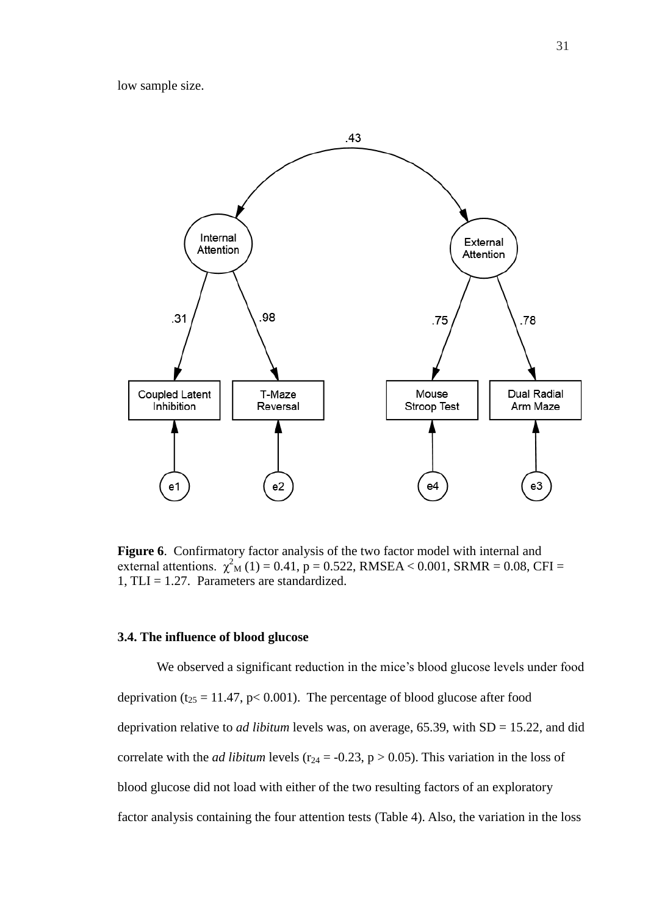low sample size.

**Figure 6**. Confirmatory factor analysis of the two factor model with internal and external attentions. $\chi^2_M$ (1) = 0.41, p = 0.522, RMSEA < 0.001, SRMR = 0.08, CFI = 1, TLI = 1.27. Parameters are standardized.

### 3.4. The influence of blood glucose

We observed a significant reduction in the mice's blood glucose levels under food deprivation ($t_{25}$ = 11.47, p< 0.001). The percentage of blood glucose after food deprivation relative to *ad libitum* levels was, on average, 65.39, with SD = 15.22, and did correlate with the *ad libitum* levels ($r_{24}$ = -0.23, p > 0.05). This variation in the loss of blood glucose did not load with either of the two resulting factors of an exploratory factor analysis containing the four attention tests (Table 4). Also, the variation in the loss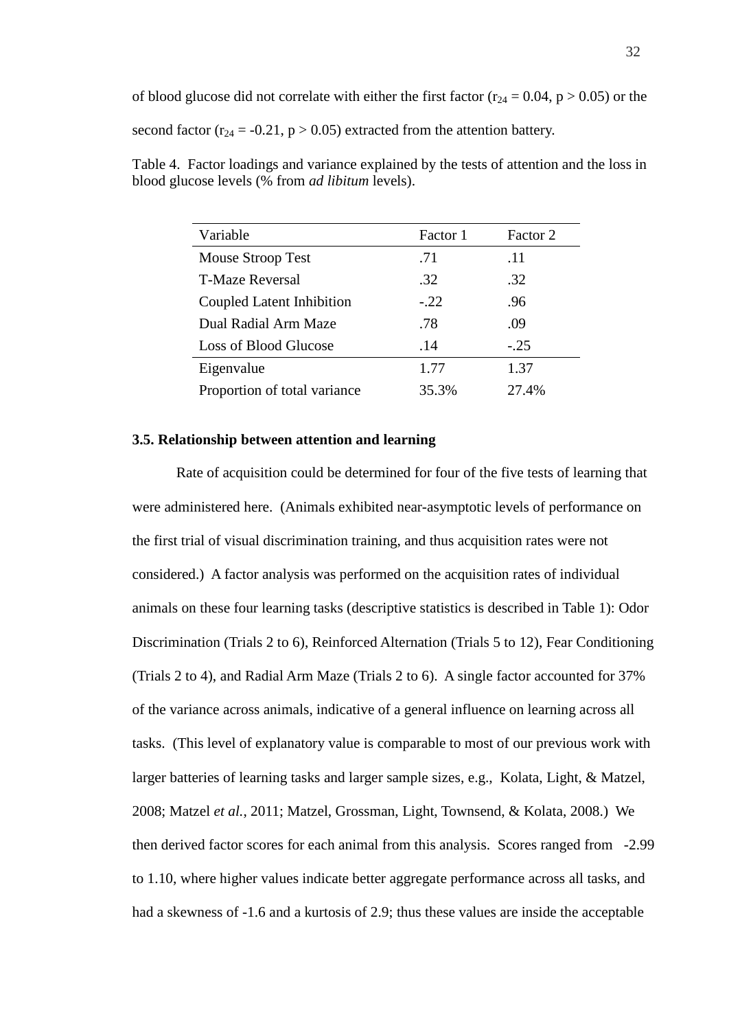of blood glucose did not correlate with either the first factor ($r_{24} = 0.04$, $p > 0.05$) or the second factor ($r_{24} = -0.21$, $p > 0.05$) extracted from the attention battery.

Table 4. Factor loadings and variance explained by the tests of attention and the loss in blood glucose levels (% from *ad libitum* levels).

| Variable | Factor 1 | Factor 2 |
|---|---|---|
| Mouse Stroop Test | .71 | .11 |
| T-Maze Reversal | .32 | .32 |
| Coupled Latent Inhibition | -.22 | .96 |
| Dual Radial Arm Maze | .78 | .09 |
| Loss of Blood Glucose | .14 | -.25 |
| Eigenvalue | 1.77 | 1.37 |
| Proportion of total variance | 35.3% | 27.4% |

**3.5. Relationship between attention and learning**

Rate of acquisition could be determined for four of the five tests of learning that were administered here. (Animals exhibited near-asymptotic levels of performance on the first trial of visual discrimination training, and thus acquisition rates were not considered.) A factor analysis was performed on the acquisition rates of individual animals on these four learning tasks (descriptive statistics is described in Table 1): Odor Discrimination (Trials 2 to 6), Reinforced Alternation (Trials 5 to 12), Fear Conditioning (Trials 2 to 4), and Radial Arm Maze (Trials 2 to 6). A single factor accounted for 37% of the variance across animals, indicative of a general influence on learning across all tasks. (This level of explanatory value is comparable to most of our previous work with larger batteries of learning tasks and larger sample sizes, e.g., Kolata, Light, & Matzel, 2008; Matzel *et al.*, 2011; Matzel, Grossman, Light, Townsend, & Kolata, 2008.) We then derived factor scores for each animal from this analysis. Scores ranged from -2.99 to 1.10, where higher values indicate better aggregate performance across all tasks, and had a skewness of -1.6 and a kurtosis of 2.9; thus these values are inside the acceptable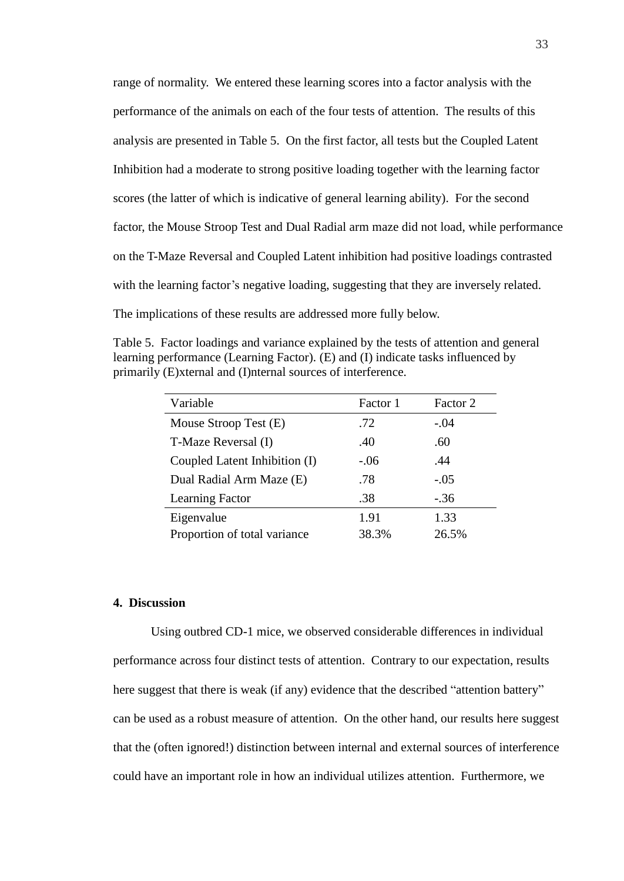range of normality. We entered these learning scores into a factor analysis with the performance of the animals on each of the four tests of attention. The results of this analysis are presented in Table 5. On the first factor, all tests but the Coupled Latent Inhibition had a moderate to strong positive loading together with the learning factor scores (the latter of which is indicative of general learning ability). For the second factor, the Mouse Stroop Test and Dual Radial arm maze did not load, while performance on the T-Maze Reversal and Coupled Latent inhibition had positive loadings contrasted with the learning factor's negative loading, suggesting that they are inversely related. The implications of these results are addressed more fully below.

Table 5. Factor loadings and variance explained by the tests of attention and general learning performance (Learning Factor). (E) and (I) indicate tasks influenced by primarily (E)xternal and (I)nternal sources of interference.

| Variable | Factor 1 | Factor 2 |
|---|---|---|
| Mouse Stroop Test (E) | .72 | -.04 |
| T-Maze Reversal (I) | .40 | .60 |
| Coupled Latent Inhibition (I) | -.06 | .44 |
| Dual Radial Arm Maze (E) | .78 | -.05 |
| Learning Factor | .38 | -.36 |
| Eigenvalue | 1.91 | 1.33 |
| Proportion of total variance | 38.3% | 26.5% |

## 4. Discussion

Using outbred CD-1 mice, we observed considerable differences in individual performance across four distinct tests of attention. Contrary to our expectation, results here suggest that there is weak (if any) evidence that the described "attention battery" can be used as a robust measure of attention. On the other hand, our results here suggest that the (often ignored!) distinction between internal and external sources of interference could have an important role in how an individual utilizes attention. Furthermore, we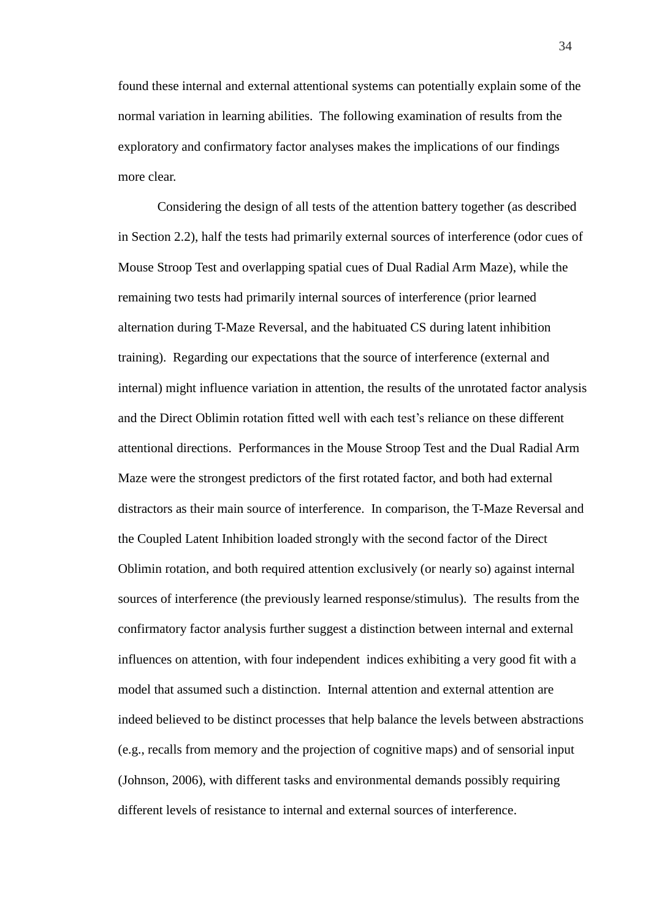found these internal and external attentional systems can potentially explain some of the normal variation in learning abilities. The following examination of results from the exploratory and confirmatory factor analyses makes the implications of our findings more clear.

Considering the design of all tests of the attention battery together (as described in Section 2.2), half the tests had primarily external sources of interference (odor cues of Mouse Stroop Test and overlapping spatial cues of Dual Radial Arm Maze), while the remaining two tests had primarily internal sources of interference (prior learned alternation during T-Maze Reversal, and the habituated CS during latent inhibition training). Regarding our expectations that the source of interference (external and internal) might influence variation in attention, the results of the unrotated factor analysis and the Direct Oblimin rotation fitted well with each test's reliance on these different attentional directions. Performances in the Mouse Stroop Test and the Dual Radial Arm Maze were the strongest predictors of the first rotated factor, and both had external distractors as their main source of interference. In comparison, the T-Maze Reversal and the Coupled Latent Inhibition loaded strongly with the second factor of the Direct Oblimin rotation, and both required attention exclusively (or nearly so) against internal sources of interference (the previously learned response/stimulus). The results from the confirmatory factor analysis further suggest a distinction between internal and external influences on attention, with four independent indices exhibiting a very good fit with a model that assumed such a distinction. Internal attention and external attention are indeed believed to be distinct processes that help balance the levels between abstractions (e.g., recalls from memory and the projection of cognitive maps) and of sensorial input (Johnson, 2006), with different tasks and environmental demands possibly requiring different levels of resistance to internal and external sources of interference.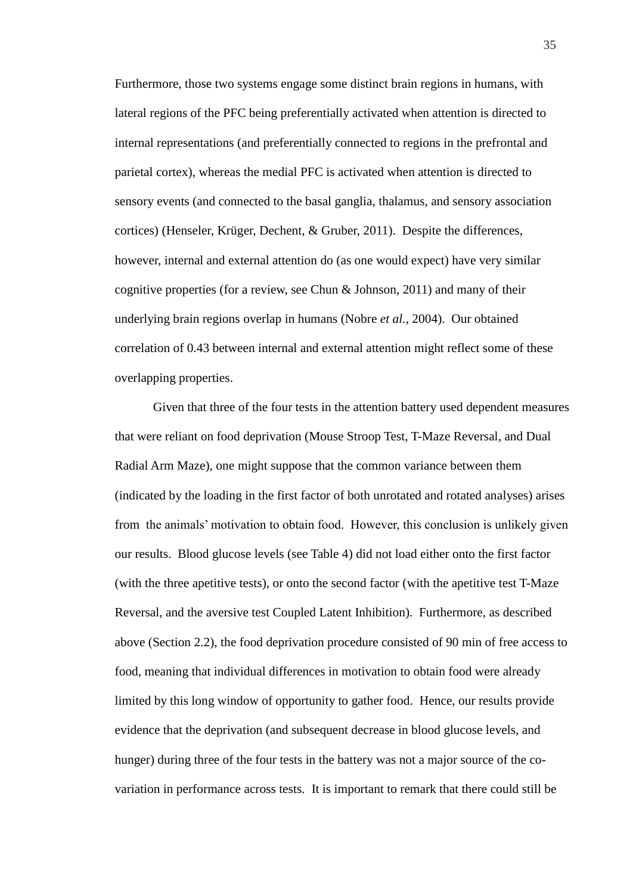Furthermore, those two systems engage some distinct brain regions in humans, with lateral regions of the PFC being preferentially activated when attention is directed to internal representations (and preferentially connected to regions in the prefrontal and parietal cortex), whereas the medial PFC is activated when attention is directed to sensory events (and connected to the basal ganglia, thalamus, and sensory association cortices) (Henseler, Krüger, Dechent, & Gruber, 2011). Despite the differences, however, internal and external attention do (as one would expect) have very similar cognitive properties (for a review, see Chun & Johnson, 2011) and many of their underlying brain regions overlap in humans (Nobre *et al.*, 2004). Our obtained correlation of 0.43 between internal and external attention might reflect some of these overlapping properties.

Given that three of the four tests in the attention battery used dependent measures that were reliant on food deprivation (Mouse Stroop Test, T-Maze Reversal, and Dual Radial Arm Maze), one might suppose that the common variance between them (indicated by the loading in the first factor of both unrotated and rotated analyses) arises from the animals' motivation to obtain food. However, this conclusion is unlikely given our results. Blood glucose levels (see Table 4) did not load either onto the first factor (with the three apetitive tests), or onto the second factor (with the apetitive test T-Maze Reversal, and the aversive test Coupled Latent Inhibition). Furthermore, as described above (Section 2.2), the food deprivation procedure consisted of 90 min of free access to food, meaning that individual differences in motivation to obtain food were already limited by this long window of opportunity to gather food. Hence, our results provide evidence that the deprivation (and subsequent decrease in blood glucose levels, and hunger) during three of the four tests in the battery was not a major source of the co-variation in performance across tests. It is important to remark that there could still be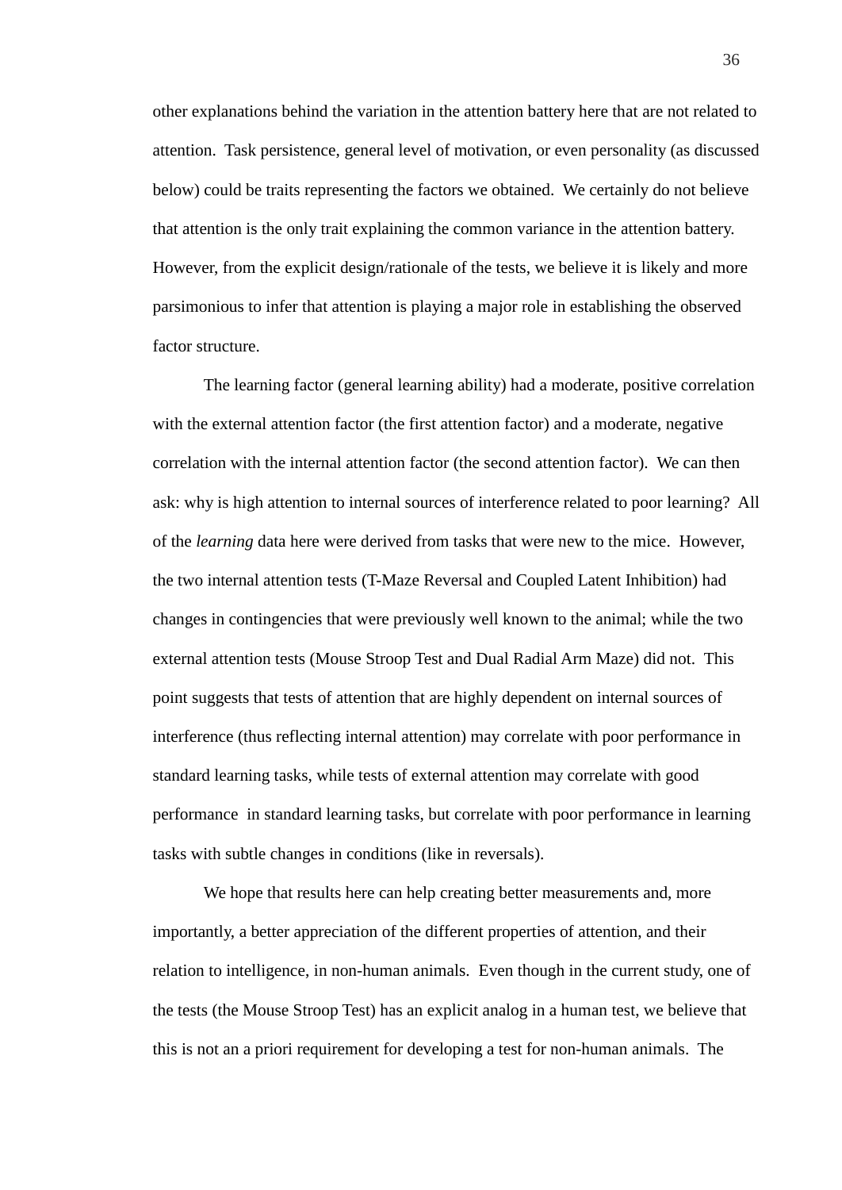other explanations behind the variation in the attention battery here that are not related to attention. Task persistence, general level of motivation, or even personality (as discussed below) could be traits representing the factors we obtained. We certainly do not believe that attention is the only trait explaining the common variance in the attention battery. However, from the explicit design/rationale of the tests, we believe it is likely and more parsimonious to infer that attention is playing a major role in establishing the observed factor structure.

The learning factor (general learning ability) had a moderate, positive correlation with the external attention factor (the first attention factor) and a moderate, negative correlation with the internal attention factor (the second attention factor). We can then ask: why is high attention to internal sources of interference related to poor learning? All of the *learning* data here were derived from tasks that were new to the mice. However, the two internal attention tests (T-Maze Reversal and Coupled Latent Inhibition) had changes in contingencies that were previously well known to the animal; while the two external attention tests (Mouse Stroop Test and Dual Radial Arm Maze) did not. This point suggests that tests of attention that are highly dependent on internal sources of interference (thus reflecting internal attention) may correlate with poor performance in standard learning tasks, while tests of external attention may correlate with good performance in standard learning tasks, but correlate with poor performance in learning tasks with subtle changes in conditions (like in reversals).

We hope that results here can help creating better measurements and, more importantly, a better appreciation of the different properties of attention, and their relation to intelligence, in non-human animals. Even though in the current study, one of the tests (the Mouse Stroop Test) has an explicit analog in a human test, we believe that this is not an a priori requirement for developing a test for non-human animals. The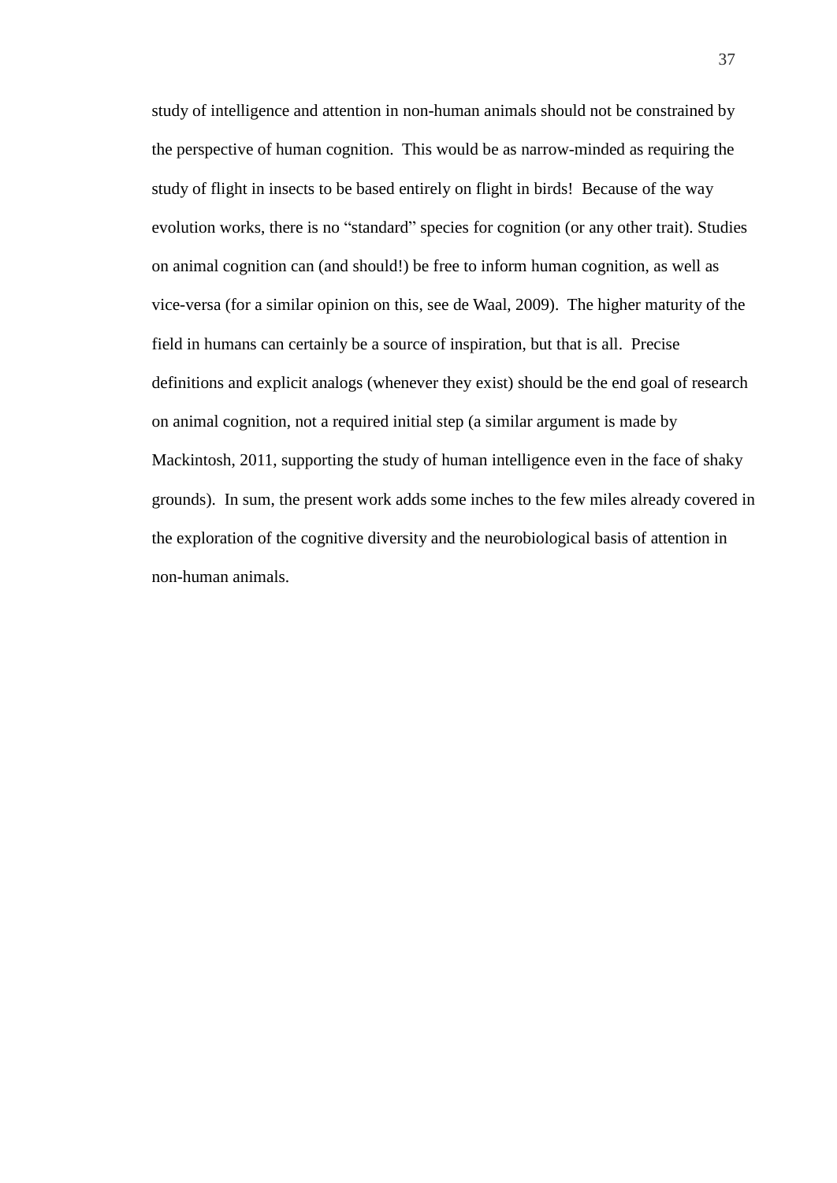study of intelligence and attention in non-human animals should not be constrained by the perspective of human cognition. This would be as narrow-minded as requiring the study of flight in insects to be based entirely on flight in birds! Because of the way evolution works, there is no “standard” species for cognition (or any other trait). Studies on animal cognition can (and should!) be free to inform human cognition, as well as vice-versa (for a similar opinion on this, see de Waal, 2009). The higher maturity of the field in humans can certainly be a source of inspiration, but that is all. Precise definitions and explicit analogs (whenever they exist) should be the end goal of research on animal cognition, not a required initial step (a similar argument is made by Mackintosh, 2011, supporting the study of human intelligence even in the face of shaky grounds). In sum, the present work adds some inches to the few miles already covered in the exploration of the cognitive diversity and the neurobiological basis of attention in non-human animals.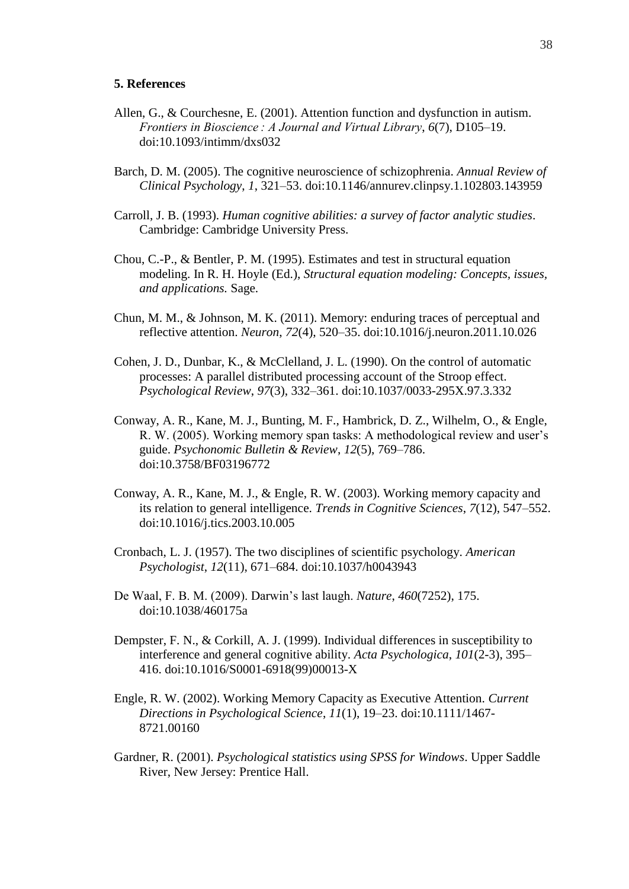### 5. References

Allen, G., & Courchesne, E. (2001). Attention function and dysfunction in autism. *Frontiers in Bioscience : A Journal and Virtual Library*, *6*(7), D105–19. doi:10.1093/intimm/dxs032

Barch, D. M. (2005). The cognitive neuroscience of schizophrenia. *Annual Review of Clinical Psychology*, *1*, 321–53. doi:10.1146/annurev.clinpsy.1.102803.143959

Carroll, J. B. (1993). *Human cognitive abilities: a survey of factor analytic studies*. Cambridge: Cambridge University Press.

Chou, C.-P., & Bentler, P. M. (1995). Estimates and test in structural equation modeling. In R. H. Hoyle (Ed.), *Structural equation modeling: Concepts, issues, and applications.* Sage.

Chun, M. M., & Johnson, M. K. (2011). Memory: enduring traces of perceptual and reflective attention. *Neuron*, *72*(4), 520–35. doi:10.1016/j.neuron.2011.10.026

Cohen, J. D., Dunbar, K., & McClelland, J. L. (1990). On the control of automatic processes: A parallel distributed processing account of the Stroop effect. *Psychological Review*, *97*(3), 332–361. doi:10.1037/0033-295X.97.3.332

Conway, A. R., Kane, M. J., Bunting, M. F., Hambrick, D. Z., Wilhelm, O., & Engle, R. W. (2005). Working memory span tasks: A methodological review and user's guide. *Psychonomic Bulletin & Review*, *12*(5), 769–786. doi:10.3758/BF03196772

Conway, A. R., Kane, M. J., & Engle, R. W. (2003). Working memory capacity and its relation to general intelligence. *Trends in Cognitive Sciences*, *7*(12), 547–552. doi:10.1016/j.tics.2003.10.005

Cronbach, L. J. (1957). The two disciplines of scientific psychology. *American Psychologist*, *12*(11), 671–684. doi:10.1037/h0043943

De Waal, F. B. M. (2009). Darwin's last laugh. *Nature*, *460*(7252), 175. doi:10.1038/460175a

Dempster, F. N., & Corkill, A. J. (1999). Individual differences in susceptibility to interference and general cognitive ability. *Acta Psychologica*, *101*(2-3), 395–416. doi:10.1016/S0001-6918(99)00013-X

Engle, R. W. (2002). Working Memory Capacity as Executive Attention. *Current Directions in Psychological Science*, *11*(1), 19–23. doi:10.1111/1467-8721.00160

Gardner, R. (2001). *Psychological statistics using SPSS for Windows*. Upper Saddle River, New Jersey: Prentice Hall.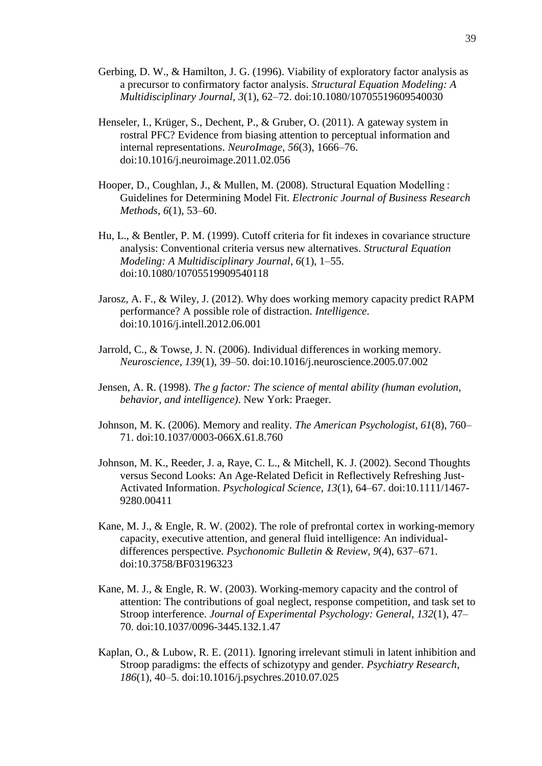Gerbing, D. W., & Hamilton, J. G. (1996). Viability of exploratory factor analysis as a precursor to confirmatory factor analysis. *Structural Equation Modeling: A Multidisciplinary Journal*, *3*(1), 62–72. doi:10.1080/10705519609540030

Henseler, I., Krüger, S., Dechent, P., & Gruber, O. (2011). A gateway system in rostral PFC? Evidence from biasing attention to perceptual information and internal representations. *NeuroImage*, *56*(3), 1666–76. doi:10.1016/j.neuroimage.2011.02.056

Hooper, D., Coughlan, J., & Mullen, M. (2008). Structural Equation Modelling : Guidelines for Determining Model Fit. *Electronic Journal of Business Research Methods*, *6*(1), 53–60.

Hu, L., & Bentler, P. M. (1999). Cutoff criteria for fit indexes in covariance structure analysis: Conventional criteria versus new alternatives. *Structural Equation Modeling: A Multidisciplinary Journal*, *6*(1), 1–55. doi:10.1080/10705519909540118

Jarosz, A. F., & Wiley, J. (2012). Why does working memory capacity predict RAPM performance? A possible role of distraction. *Intelligence*. doi:10.1016/j.intell.2012.06.001

Jarrold, C., & Towse, J. N. (2006). Individual differences in working memory. *Neuroscience*, *139*(1), 39–50. doi:10.1016/j.neuroscience.2005.07.002

Jensen, A. R. (1998). *The g factor: The science of mental ability (human evolution, behavior, and intelligence)*. New York: Praeger.

Johnson, M. K. (2006). Memory and reality. *The American Psychologist*, *61*(8), 760–71. doi:10.1037/0003-066X.61.8.760

Johnson, M. K., Reeder, J. a, Raye, C. L., & Mitchell, K. J. (2002). Second Thoughts versus Second Looks: An Age-Related Deficit in Reflectively Refreshing Just-Activated Information. *Psychological Science*, *13*(1), 64–67. doi:10.1111/1467-9280.00411

Kane, M. J., & Engle, R. W. (2002). The role of prefrontal cortex in working-memory capacity, executive attention, and general fluid intelligence: An individual-differences perspective. *Psychonomic Bulletin & Review*, *9*(4), 637–671. doi:10.3758/BF03196323

Kane, M. J., & Engle, R. W. (2003). Working-memory capacity and the control of attention: The contributions of goal neglect, response competition, and task set to Stroop interference. *Journal of Experimental Psychology: General*, *132*(1), 47–70. doi:10.1037/0096-3445.132.1.47

Kaplan, O., & Lubow, R. E. (2011). Ignoring irrelevant stimuli in latent inhibition and Stroop paradigms: the effects of schizotypy and gender. *Psychiatry Research*, *186*(1), 40–5. doi:10.1016/j.psychres.2010.07.025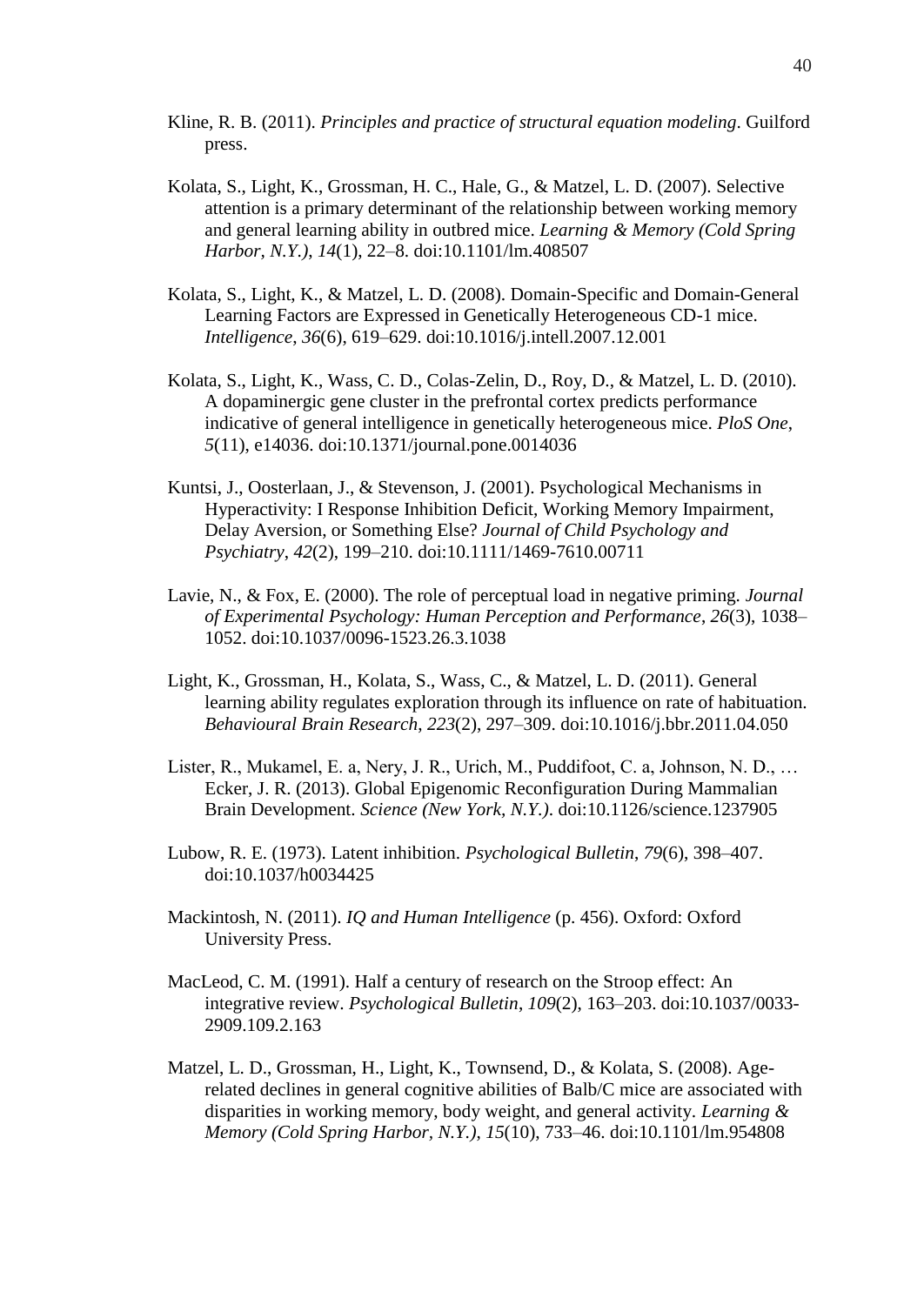Kline, R. B. (2011). *Principles and practice of structural equation modeling*. Guilford press.

Kolata, S., Light, K., Grossman, H. C., Hale, G., & Matzel, L. D. (2007). Selective attention is a primary determinant of the relationship between working memory and general learning ability in outbred mice. *Learning & Memory (Cold Spring Harbor, N.Y.)*, *14*(1), 22–8. doi:10.1101/lm.408507

Kolata, S., Light, K., & Matzel, L. D. (2008). Domain-Specific and Domain-General Learning Factors are Expressed in Genetically Heterogeneous CD-1 mice. *Intelligence*, *36*(6), 619–629. doi:10.1016/j.intell.2007.12.001

Kolata, S., Light, K., Wass, C. D., Colas-Zelin, D., Roy, D., & Matzel, L. D. (2010). A dopaminergic gene cluster in the prefrontal cortex predicts performance indicative of general intelligence in genetically heterogeneous mice. *PloS One*, *5*(11), e14036. doi:10.1371/journal.pone.0014036

Kuntsi, J., Oosterlaan, J., & Stevenson, J. (2001). Psychological Mechanisms in Hyperactivity: I Response Inhibition Deficit, Working Memory Impairment, Delay Aversion, or Something Else? *Journal of Child Psychology and Psychiatry*, *42*(2), 199–210. doi:10.1111/1469-7610.00711

Lavie, N., & Fox, E. (2000). The role of perceptual load in negative priming. *Journal of Experimental Psychology: Human Perception and Performance*, *26*(3), 1038–1052. doi:10.1037/0096-1523.26.3.1038

Light, K., Grossman, H., Kolata, S., Wass, C., & Matzel, L. D. (2011). General learning ability regulates exploration through its influence on rate of habituation. *Behavioural Brain Research*, *223*(2), 297–309. doi:10.1016/j.bbr.2011.04.050

Lister, R., Mukamel, E. a, Nery, J. R., Urich, M., Puddifoot, C. a, Johnson, N. D., … Ecker, J. R. (2013). Global Epigenomic Reconfiguration During Mammalian Brain Development. *Science (New York, N.Y.)*. doi:10.1126/science.1237905

Lubow, R. E. (1973). Latent inhibition. *Psychological Bulletin*, *79*(6), 398–407. doi:10.1037/h0034425

Mackintosh, N. (2011). *IQ and Human Intelligence* (p. 456). Oxford: Oxford University Press.

MacLeod, C. M. (1991). Half a century of research on the Stroop effect: An integrative review. *Psychological Bulletin*, *109*(2), 163–203. doi:10.1037/0033-2909.109.2.163

Matzel, L. D., Grossman, H., Light, K., Townsend, D., & Kolata, S. (2008). Age-related declines in general cognitive abilities of Balb/C mice are associated with disparities in working memory, body weight, and general activity. *Learning & Memory (Cold Spring Harbor, N.Y.)*, *15*(10), 733–46. doi:10.1101/lm.954808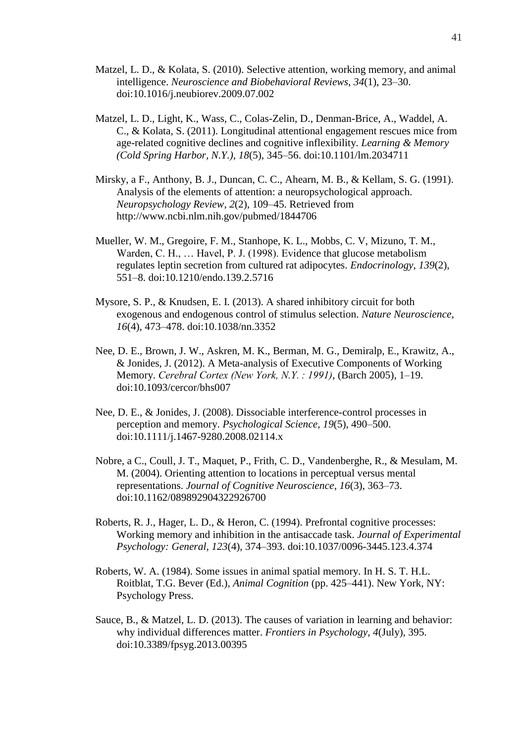Matzel, L. D., & Kolata, S. (2010). Selective attention, working memory, and animal intelligence. *Neuroscience and Biobehavioral Reviews*, *34*(1), 23–30. doi:10.1016/j.neubiorev.2009.07.002

Matzel, L. D., Light, K., Wass, C., Colas-Zelin, D., Denman-Brice, A., Waddel, A. C., & Kolata, S. (2011). Longitudinal attentional engagement rescues mice from age-related cognitive declines and cognitive inflexibility. *Learning & Memory (Cold Spring Harbor, N.Y.)*, *18*(5), 345–56. doi:10.1101/lm.2034711

Mirsky, a F., Anthony, B. J., Duncan, C. C., Ahearn, M. B., & Kellam, S. G. (1991). Analysis of the elements of attention: a neuropsychological approach. *Neuropsychology Review*, *2*(2), 109–45. Retrieved from http://www.ncbi.nlm.nih.gov/pubmed/1844706

Mueller, W. M., Gregoire, F. M., Stanhope, K. L., Mobbs, C. V, Mizuno, T. M., Warden, C. H., … Havel, P. J. (1998). Evidence that glucose metabolism regulates leptin secretion from cultured rat adipocytes. *Endocrinology*, *139*(2), 551–8. doi:10.1210/endo.139.2.5716

Mysore, S. P., & Knudsen, E. I. (2013). A shared inhibitory circuit for both exogenous and endogenous control of stimulus selection. *Nature Neuroscience*, *16*(4), 473–478. doi:10.1038/nn.3352

Nee, D. E., Brown, J. W., Askren, M. K., Berman, M. G., Demiralp, E., Krawitz, A., & Jonides, J. (2012). A Meta-analysis of Executive Components of Working Memory. *Cerebral Cortex (New York, N.Y. : 1991)*, (Barch 2005), 1–19. doi:10.1093/cercor/bhs007

Nee, D. E., & Jonides, J. (2008). Dissociable interference-control processes in perception and memory. *Psychological Science*, *19*(5), 490–500. doi:10.1111/j.1467-9280.2008.02114.x

Nobre, a C., Coull, J. T., Maquet, P., Frith, C. D., Vandenberghe, R., & Mesulam, M. M. (2004). Orienting attention to locations in perceptual versus mental representations. *Journal of Cognitive Neuroscience*, *16*(3), 363–73. doi:10.1162/089892904322926700

Roberts, R. J., Hager, L. D., & Heron, C. (1994). Prefrontal cognitive processes: Working memory and inhibition in the antisaccade task. *Journal of Experimental Psychology: General*, *123*(4), 374–393. doi:10.1037/0096-3445.123.4.374

Roberts, W. A. (1984). Some issues in animal spatial memory. In H. S. T. H.L. Roitblat, T.G. Bever (Ed.), *Animal Cognition* (pp. 425–441). New York, NY: Psychology Press.

Sauce, B., & Matzel, L. D. (2013). The causes of variation in learning and behavior: why individual differences matter. *Frontiers in Psychology*, *4*(July), 395. doi:10.3389/fpsyg.2013.00395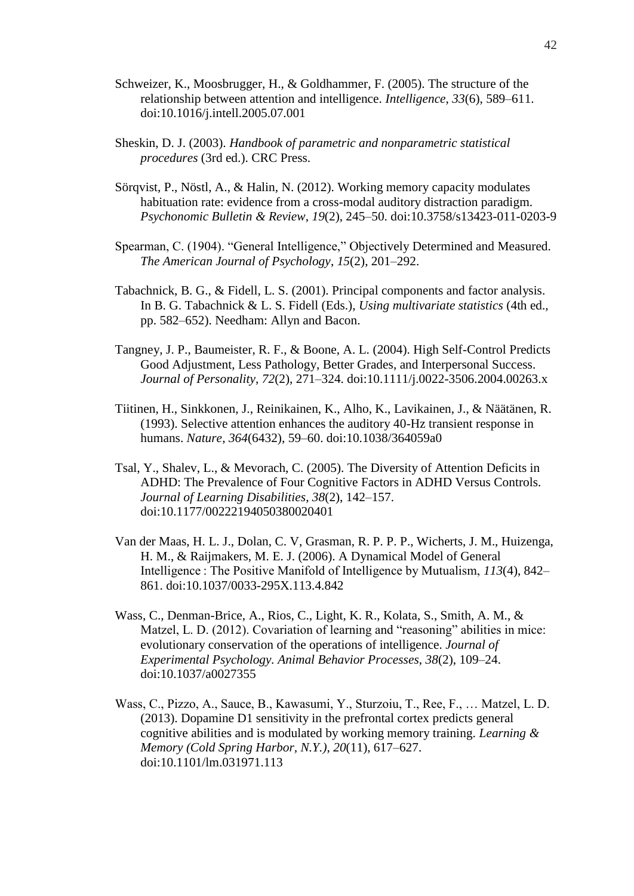Schweizer, K., Moosbrugger, H., & Goldhammer, F. (2005). The structure of the relationship between attention and intelligence. *Intelligence*, *33*(6), 589–611. doi:10.1016/j.intell.2005.07.001

Sheskin, D. J. (2003). *Handbook of parametric and nonparametric statistical procedures* (3rd ed.). CRC Press.

Sörqvist, P., Nöstl, A., & Halin, N. (2012). Working memory capacity modulates habituation rate: evidence from a cross-modal auditory distraction paradigm. *Psychonomic Bulletin & Review*, *19*(2), 245–50. doi:10.3758/s13423-011-0203-9

Spearman, C. (1904). "General Intelligence," Objectively Determined and Measured. *The American Journal of Psychology*, *15*(2), 201–292.

Tabachnick, B. G., & Fidell, L. S. (2001). Principal components and factor analysis. In B. G. Tabachnick & L. S. Fidell (Eds.), *Using multivariate statistics* (4th ed., pp. 582–652). Needham: Allyn and Bacon.

Tangney, J. P., Baumeister, R. F., & Boone, A. L. (2004). High Self-Control Predicts Good Adjustment, Less Pathology, Better Grades, and Interpersonal Success. *Journal of Personality*, *72*(2), 271–324. doi:10.1111/j.0022-3506.2004.00263.x

Tiitinen, H., Sinkkonen, J., Reinikainen, K., Alho, K., Lavikainen, J., & Näätänen, R. (1993). Selective attention enhances the auditory 40-Hz transient response in humans. *Nature*, *364*(6432), 59–60. doi:10.1038/364059a0

Tsal, Y., Shalev, L., & Mevorach, C. (2005). The Diversity of Attention Deficits in ADHD: The Prevalence of Four Cognitive Factors in ADHD Versus Controls. *Journal of Learning Disabilities*, *38*(2), 142–157. doi:10.1177/00222194050380020401

Van der Maas, H. L. J., Dolan, C. V, Grasman, R. P. P. P., Wicherts, J. M., Huizenga, H. M., & Raijmakers, M. E. J. (2006). A Dynamical Model of General Intelligence : The Positive Manifold of Intelligence by Mutualism, *113*(4), 842–861. doi:10.1037/0033-295X.113.4.842

Wass, C., Denman-Brice, A., Rios, C., Light, K. R., Kolata, S., Smith, A. M., & Matzel, L. D. (2012). Covariation of learning and "reasoning" abilities in mice: evolutionary conservation of the operations of intelligence. *Journal of Experimental Psychology. Animal Behavior Processes*, *38*(2), 109–24. doi:10.1037/a0027355

Wass, C., Pizzo, A., Sauce, B., Kawasumi, Y., Sturzoiu, T., Ree, F., … Matzel, L. D. (2013). Dopamine D1 sensitivity in the prefrontal cortex predicts general cognitive abilities and is modulated by working memory training. *Learning & Memory (Cold Spring Harbor, N.Y.)*, *20*(11), 617–627. doi:10.1101/lm.031971.113